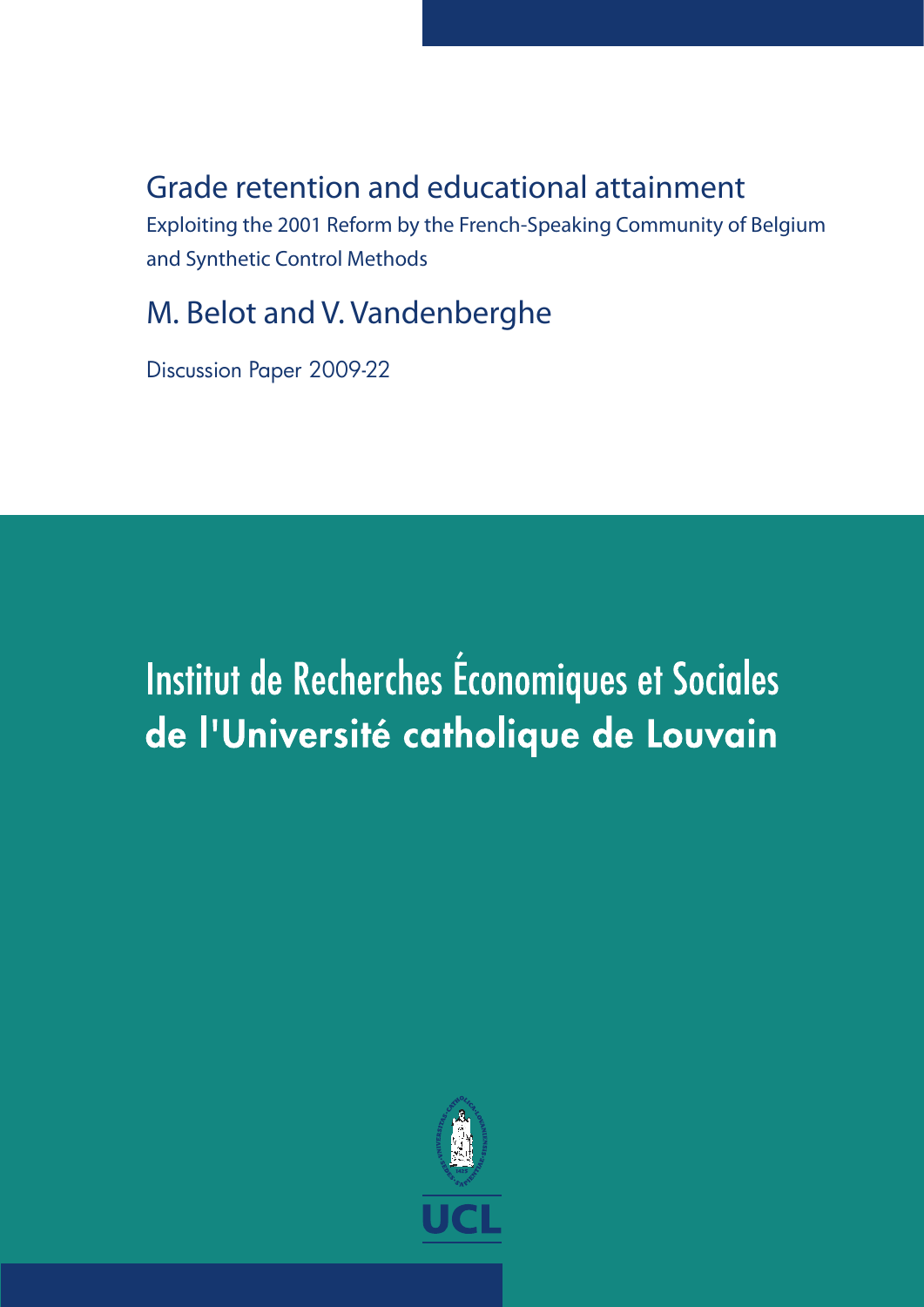# Grade retention and educational attainment

Exploiting the 2001 Reform by the French-Speaking Community of Belgium and Synthetic Control Methods

M. Belot and V. Vandenberghe

Discussion Paper 2009-22

Institut de Recherches Économiques et Sociales
**de l'Université catholique de Louvain**

UCL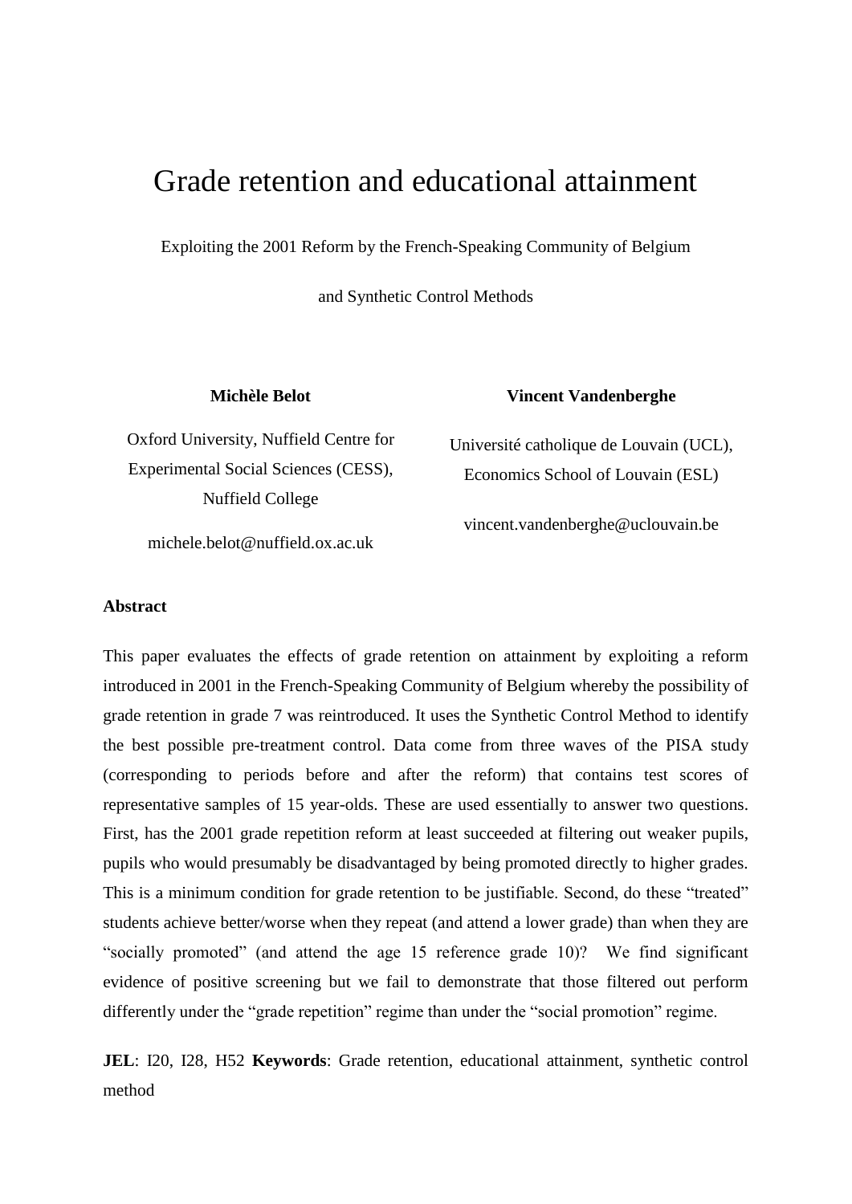# Grade retention and educational attainment

Exploiting the 2001 Reform by the French-Speaking Community of Belgium

and Synthetic Control Methods

**Michèle Belot**

Oxford University, Nuffield Centre for Experimental Social Sciences (CESS), Nuffield College

michele.belot@nuffield.ox.ac.uk

**Vincent Vandenberghe**

Université catholique de Louvain (UCL), Economics School of Louvain (ESL)

vincent.vandenberghe@uclouvain.be

**Abstract**

This paper evaluates the effects of grade retention on attainment by exploiting a reform introduced in 2001 in the French-Speaking Community of Belgium whereby the possibility of grade retention in grade 7 was reintroduced. It uses the Synthetic Control Method to identify the best possible pre-treatment control. Data come from three waves of the PISA study (corresponding to periods before and after the reform) that contains test scores of representative samples of 15 year-olds. These are used essentially to answer two questions. First, has the 2001 grade repetition reform at least succeeded at filtering out weaker pupils, pupils who would presumably be disadvantaged by being promoted directly to higher grades. This is a minimum condition for grade retention to be justifiable. Second, do these "treated" students achieve better/worse when they repeat (and attend a lower grade) than when they are "socially promoted" (and attend the age 15 reference grade 10)? We find significant evidence of positive screening but we fail to demonstrate that those filtered out perform differently under the "grade repetition" regime than under the "social promotion" regime.

**JEL**: I20, I28, H52 **Keywords**: Grade retention, educational attainment, synthetic control method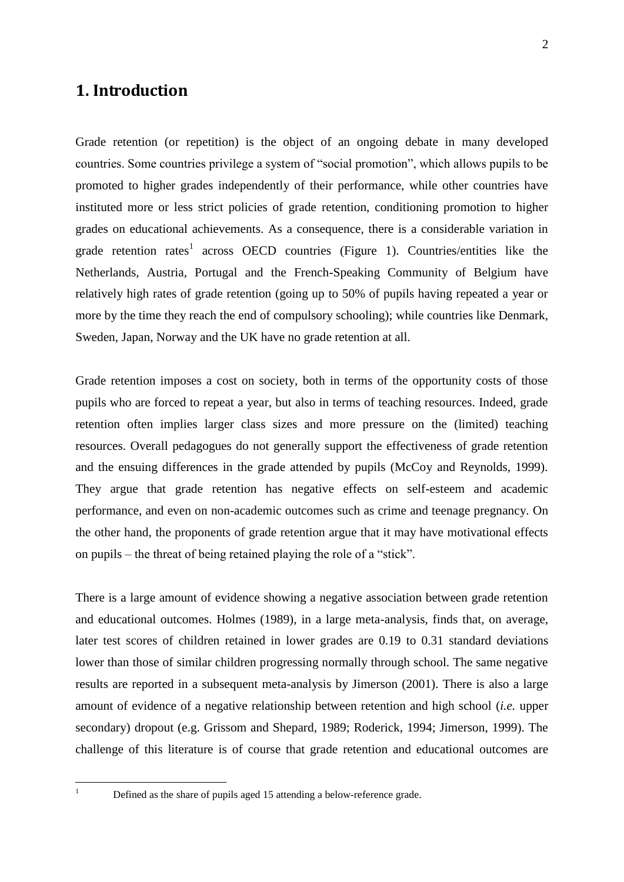# 1. Introduction

Grade retention (or repetition) is the object of an ongoing debate in many developed countries. Some countries privilege a system of "social promotion", which allows pupils to be promoted to higher grades independently of their performance, while other countries have instituted more or less strict policies of grade retention, conditioning promotion to higher grades on educational achievements. As a consequence, there is a considerable variation in grade retention rates[1] across OECD countries (Figure 1). Countries/entities like the Netherlands, Austria, Portugal and the French-Speaking Community of Belgium have relatively high rates of grade retention (going up to 50% of pupils having repeated a year or more by the time they reach the end of compulsory schooling); while countries like Denmark, Sweden, Japan, Norway and the UK have no grade retention at all.

Grade retention imposes a cost on society, both in terms of the opportunity costs of those pupils who are forced to repeat a year, but also in terms of teaching resources. Indeed, grade retention often implies larger class sizes and more pressure on the (limited) teaching resources. Overall pedagogues do not generally support the effectiveness of grade retention and the ensuing differences in the grade attended by pupils (McCoy and Reynolds, 1999). They argue that grade retention has negative effects on self-esteem and academic performance, and even on non-academic outcomes such as crime and teenage pregnancy. On the other hand, the proponents of grade retention argue that it may have motivational effects on pupils – the threat of being retained playing the role of a "stick".

There is a large amount of evidence showing a negative association between grade retention and educational outcomes. Holmes (1989), in a large meta-analysis, finds that, on average, later test scores of children retained in lower grades are 0.19 to 0.31 standard deviations lower than those of similar children progressing normally through school. The same negative results are reported in a subsequent meta-analysis by Jimerson (2001). There is also a large amount of evidence of a negative relationship between retention and high school (*i.e.* upper secondary) dropout (e.g. Grissom and Shepard, 1989; Roderick, 1994; Jimerson, 1999). The challenge of this literature is of course that grade retention and educational outcomes are

[1] Defined as the share of pupils aged 15 attending a below-reference grade.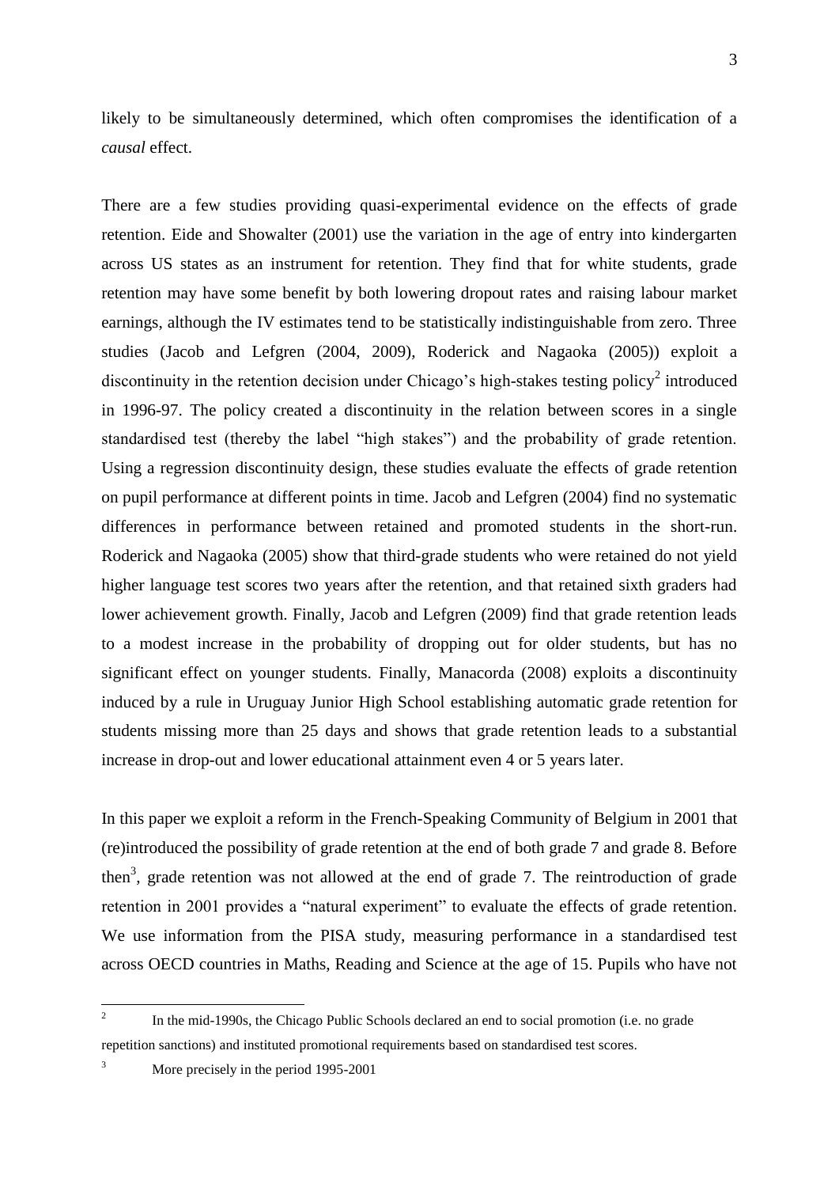likely to be simultaneously determined, which often compromises the identification of a *causal* effect.

There are a few studies providing quasi-experimental evidence on the effects of grade retention. Eide and Showalter (2001) use the variation in the age of entry into kindergarten across US states as an instrument for retention. They find that for white students, grade retention may have some benefit by both lowering dropout rates and raising labour market earnings, although the IV estimates tend to be statistically indistinguishable from zero. Three studies (Jacob and Lefgren (2004, 2009), Roderick and Nagaoka (2005)) exploit a discontinuity in the retention decision under Chicago's high-stakes testing policy[2] introduced in 1996-97. The policy created a discontinuity in the relation between scores in a single standardised test (thereby the label "high stakes") and the probability of grade retention. Using a regression discontinuity design, these studies evaluate the effects of grade retention on pupil performance at different points in time. Jacob and Lefgren (2004) find no systematic differences in performance between retained and promoted students in the short-run. Roderick and Nagaoka (2005) show that third-grade students who were retained do not yield higher language test scores two years after the retention, and that retained sixth graders had lower achievement growth. Finally, Jacob and Lefgren (2009) find that grade retention leads to a modest increase in the probability of dropping out for older students, but has no significant effect on younger students. Finally, Manacorda (2008) exploits a discontinuity induced by a rule in Uruguay Junior High School establishing automatic grade retention for students missing more than 25 days and shows that grade retention leads to a substantial increase in drop-out and lower educational attainment even 4 or 5 years later.

In this paper we exploit a reform in the French-Speaking Community of Belgium in 2001 that (re)introduced the possibility of grade retention at the end of both grade 7 and grade 8. Before then[3], grade retention was not allowed at the end of grade 7. The reintroduction of grade retention in 2001 provides a "natural experiment" to evaluate the effects of grade retention. We use information from the PISA study, measuring performance in a standardised test across OECD countries in Maths, Reading and Science at the age of 15. Pupils who have not

---

[2] In the mid-1990s, the Chicago Public Schools declared an end to social promotion (i.e. no grade repetition sanctions) and instituted promotional requirements based on standardised test scores.

[3] More precisely in the period 1995-2001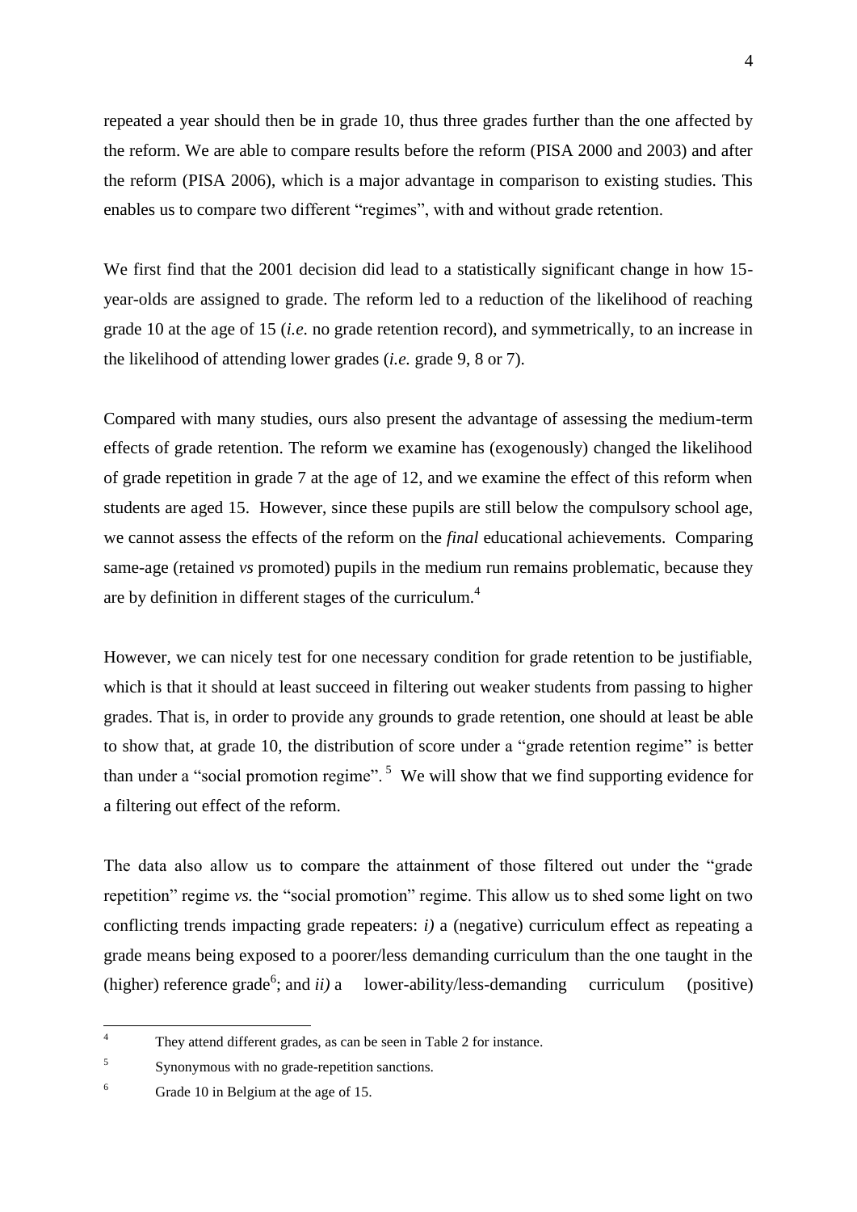repeated a year should then be in grade 10, thus three grades further than the one affected by the reform. We are able to compare results before the reform (PISA 2000 and 2003) and after the reform (PISA 2006), which is a major advantage in comparison to existing studies. This enables us to compare two different "regimes", with and without grade retention.

We first find that the 2001 decision did lead to a statistically significant change in how 15-year-olds are assigned to grade. The reform led to a reduction of the likelihood of reaching grade 10 at the age of 15 (*i.e.* no grade retention record), and symmetrically, to an increase in the likelihood of attending lower grades (*i.e.* grade 9, 8 or 7).

Compared with many studies, ours also present the advantage of assessing the medium-term effects of grade retention. The reform we examine has (exogenously) changed the likelihood of grade repetition in grade 7 at the age of 12, and we examine the effect of this reform when students are aged 15. However, since these pupils are still below the compulsory school age, we cannot assess the effects of the reform on the *final* educational achievements. Comparing same-age (retained *vs* promoted) pupils in the medium run remains problematic, because they are by definition in different stages of the curriculum.[4]

However, we can nicely test for one necessary condition for grade retention to be justifiable, which is that it should at least succeed in filtering out weaker students from passing to higher grades. That is, in order to provide any grounds to grade retention, one should at least be able to show that, at grade 10, the distribution of score under a "grade retention regime" is better than under a "social promotion regime".[5] We will show that we find supporting evidence for a filtering out effect of the reform.

The data also allow us to compare the attainment of those filtered out under the "grade repetition" regime *vs.* the "social promotion" regime. This allow us to shed some light on two conflicting trends impacting grade repeaters: *i)* a (negative) curriculum effect as repeating a grade means being exposed to a poorer/less demanding curriculum than the one taught in the (higher) reference grade[6]; and *ii)* a lower-ability/less-demanding curriculum (positive)

---

[4] They attend different grades, as can be seen in Table 2 for instance.

[5] Synonymous with no grade-repetition sanctions.

[6] Grade 10 in Belgium at the age of 15.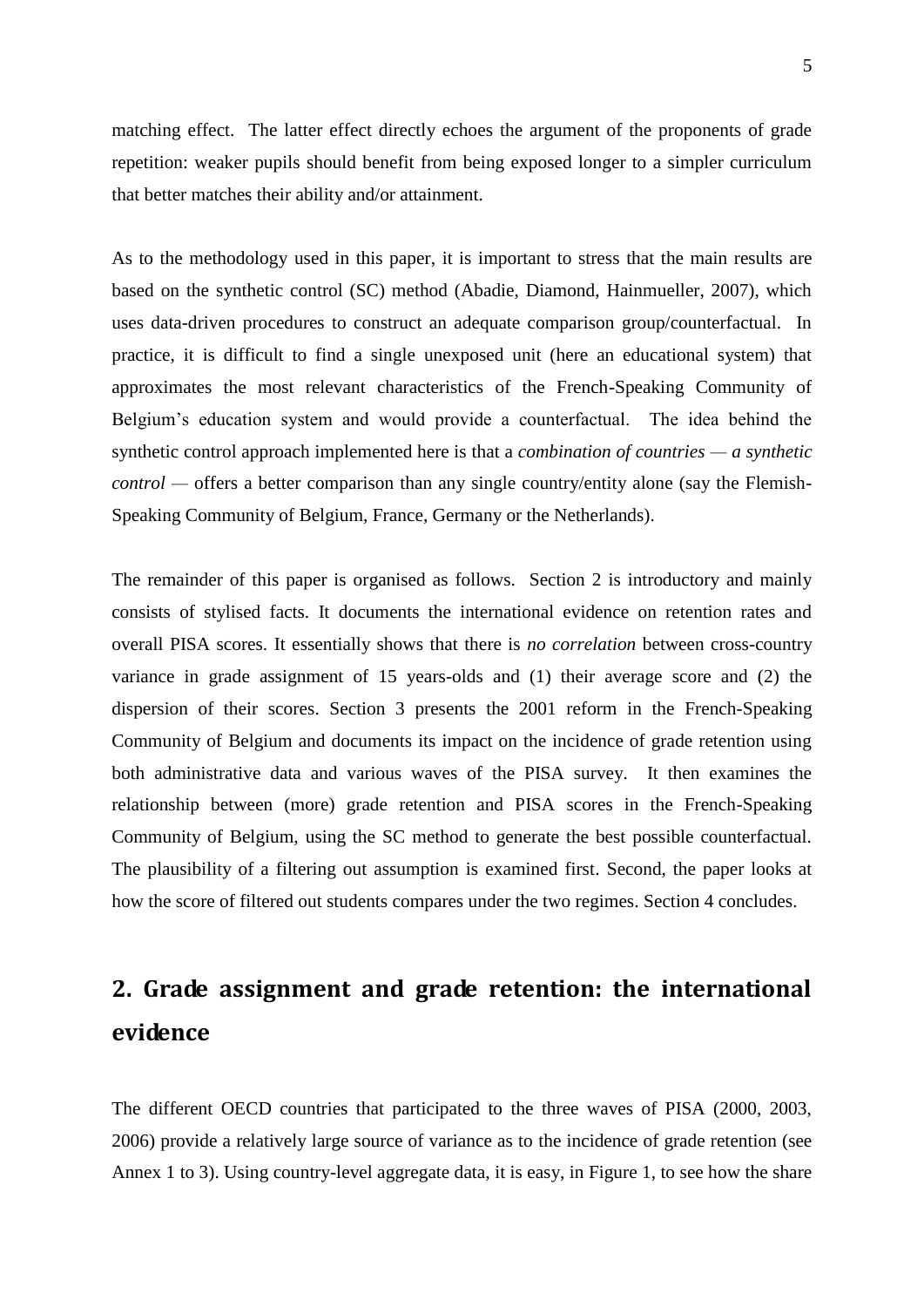matching effect. The latter effect directly echoes the argument of the proponents of grade repetition: weaker pupils should benefit from being exposed longer to a simpler curriculum that better matches their ability and/or attainment.

As to the methodology used in this paper, it is important to stress that the main results are based on the synthetic control (SC) method (Abadie, Diamond, Hainmueller, 2007), which uses data-driven procedures to construct an adequate comparison group/counterfactual. In practice, it is difficult to find a single unexposed unit (here an educational system) that approximates the most relevant characteristics of the French-Speaking Community of Belgium's education system and would provide a counterfactual. The idea behind the synthetic control approach implemented here is that a *combination of countries — a synthetic control —* offers a better comparison than any single country/entity alone (say the Flemish-Speaking Community of Belgium, France, Germany or the Netherlands).

The remainder of this paper is organised as follows. Section 2 is introductory and mainly consists of stylised facts. It documents the international evidence on retention rates and overall PISA scores. It essentially shows that there is *no correlation* between cross-country variance in grade assignment of 15 years-olds and (1) their average score and (2) the dispersion of their scores. Section 3 presents the 2001 reform in the French-Speaking Community of Belgium and documents its impact on the incidence of grade retention using both administrative data and various waves of the PISA survey. It then examines the relationship between (more) grade retention and PISA scores in the French-Speaking Community of Belgium, using the SC method to generate the best possible counterfactual. The plausibility of a filtering out assumption is examined first. Second, the paper looks at how the score of filtered out students compares under the two regimes. Section 4 concludes.

## 2. Grade assignment and grade retention: the international evidence

The different OECD countries that participated to the three waves of PISA (2000, 2003, 2006) provide a relatively large source of variance as to the incidence of grade retention (see Annex 1 to 3). Using country-level aggregate data, it is easy, in Figure 1, to see how the share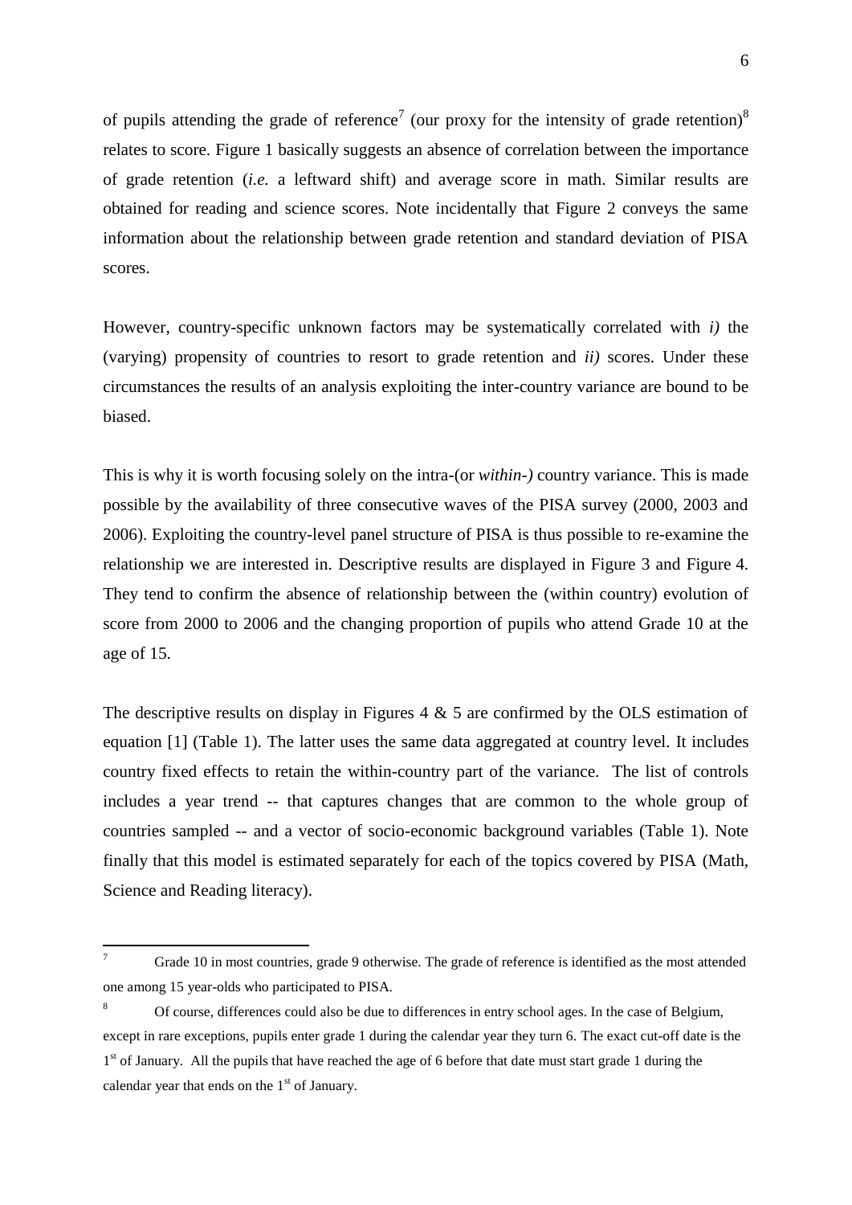of pupils attending the grade of reference[7] (our proxy for the intensity of grade retention)[8] relates to score. Figure 1 basically suggests an absence of correlation between the importance of grade retention (*i.e.* a leftward shift) and average score in math. Similar results are obtained for reading and science scores. Note incidentally that Figure 2 conveys the same information about the relationship between grade retention and standard deviation of PISA scores.

However, country-specific unknown factors may be systematically correlated with *i)* the (varying) propensity of countries to resort to grade retention and *ii)* scores. Under these circumstances the results of an analysis exploiting the inter-country variance are bound to be biased.

This is why it is worth focusing solely on the intra-(or *within-)* country variance. This is made possible by the availability of three consecutive waves of the PISA survey (2000, 2003 and 2006). Exploiting the country-level panel structure of PISA is thus possible to re-examine the relationship we are interested in. Descriptive results are displayed in Figure 3 and Figure 4. They tend to confirm the absence of relationship between the (within country) evolution of score from 2000 to 2006 and the changing proportion of pupils who attend Grade 10 at the age of 15.

The descriptive results on display in Figures 4 & 5 are confirmed by the OLS estimation of equation [1] (Table 1). The latter uses the same data aggregated at country level. It includes country fixed effects to retain the within-country part of the variance. The list of controls includes a year trend -- that captures changes that are common to the whole group of countries sampled -- and a vector of socio-economic background variables (Table 1). Note finally that this model is estimated separately for each of the topics covered by PISA (Math, Science and Reading literacy).

---

[7] Grade 10 in most countries, grade 9 otherwise. The grade of reference is identified as the most attended one among 15 year-olds who participated to PISA.

[8] Of course, differences could also be due to differences in entry school ages. In the case of Belgium, except in rare exceptions, pupils enter grade 1 during the calendar year they turn 6. The exact cut-off date is the 1st of January. All the pupils that have reached the age of 6 before that date must start grade 1 during the calendar year that ends on the 1st of January.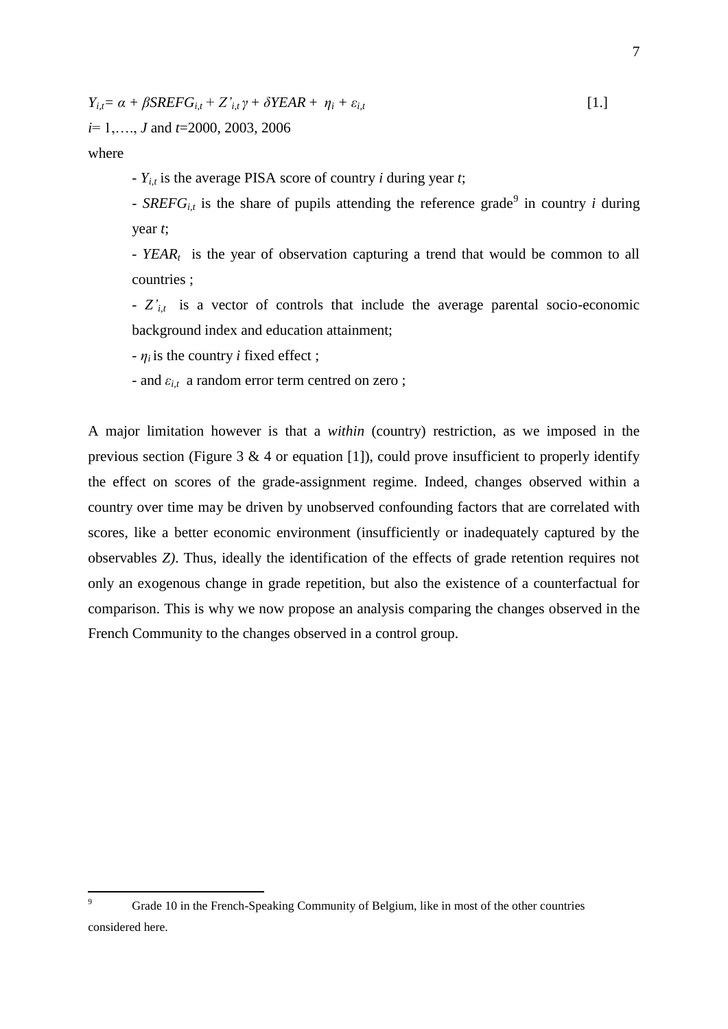$$Y_{i,t} = \alpha + \beta SREFG_{i,t} + Z'_{i,t}\gamma + \delta YEAR + \eta_i + \varepsilon_{i,t} \qquad [1.]$$

$i = 1, \ldots, J$ and $t = 2000, 2003, 2006$

where

- $Y_{i,t}$ is the average PISA score of country $i$ during year $t$;
- $SREFG_{i,t}$ is the share of pupils attending the reference grade[9] in country $i$ during year $t$;
- $YEAR_t$ is the year of observation capturing a trend that would be common to all countries ;
- $Z'_{i,t}$ is a vector of controls that include the average parental socio-economic background index and education attainment;
- $\eta_i$ is the country $i$ fixed effect ;
- and $\varepsilon_{i,t}$ a random error term centred on zero ;

A major limitation however is that a *within* (country) restriction, as we imposed in the previous section (Figure 3 & 4 or equation [1]), could prove insufficient to properly identify the effect on scores of the grade-assignment regime. Indeed, changes observed within a country over time may be driven by unobserved confounding factors that are correlated with scores, like a better economic environment (insufficiently or inadequately captured by the observables *Z)*. Thus, ideally the identification of the effects of grade retention requires not only an exogenous change in grade repetition, but also the existence of a counterfactual for comparison. This is why we now propose an analysis comparing the changes observed in the French Community to the changes observed in a control group.

---

[9] Grade 10 in the French-Speaking Community of Belgium, like in most of the other countries considered here.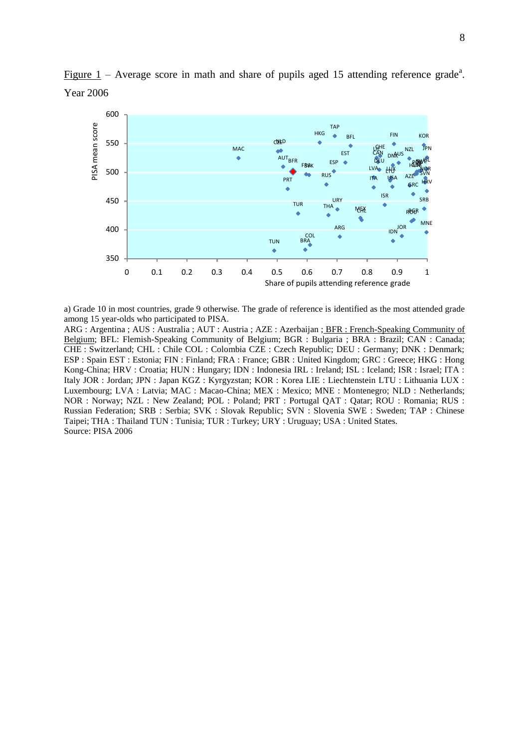Figure 1 – Average score in math and share of pupils aged 15 attending reference grade[a]. Year 2006

a) Grade 10 in most countries, grade 9 otherwise. The grade of reference is identified as the most attended grade among 15 year-olds who participated to PISA.

ARG : Argentina ; AUS : Australia ; AUT : Austria ; AZE : Azerbaijan ; BFR : French-Speaking Community of Belgium; BFL: Flemish-Speaking Community of Belgium; BGR : Bulgaria ; BRA : Brazil; CAN : Canada; CHE : Switzerland; CHL : Chile COL : Colombia CZE : Czech Republic; DEU : Germany; DNK : Denmark; ESP : Spain EST : Estonia; FIN : Finland; FRA : France; GBR : United Kingdom; GRC : Greece; HKG : Hong Kong-China; HRV : Croatia; HUN : Hungary; IDN : Indonesia IRL : Ireland; ISL : Iceland; ISR : Israel; ITA : Italy JOR : Jordan; JPN : Japan KGZ : Kyrgyzstan; KOR : Korea LIE : Liechtenstein LTU : Lithuania LUX : Luxembourg; LVA : Latvia; MAC : Macao-China; MEX : Mexico; MNE : Montenegro; NLD : Netherlands; NOR : Norway; NZL : New Zealand; POL : Poland; PRT : Portugal QAT : Qatar; ROU : Romania; RUS : Russian Federation; SRB : Serbia; SVK : Slovak Republic; SVN : Slovenia SWE : Sweden; TAP : Chinese Taipei; THA : Thailand TUN : Tunisia; TUR : Turkey; URY : Uruguay; USA : United States.

Source: PISA 2006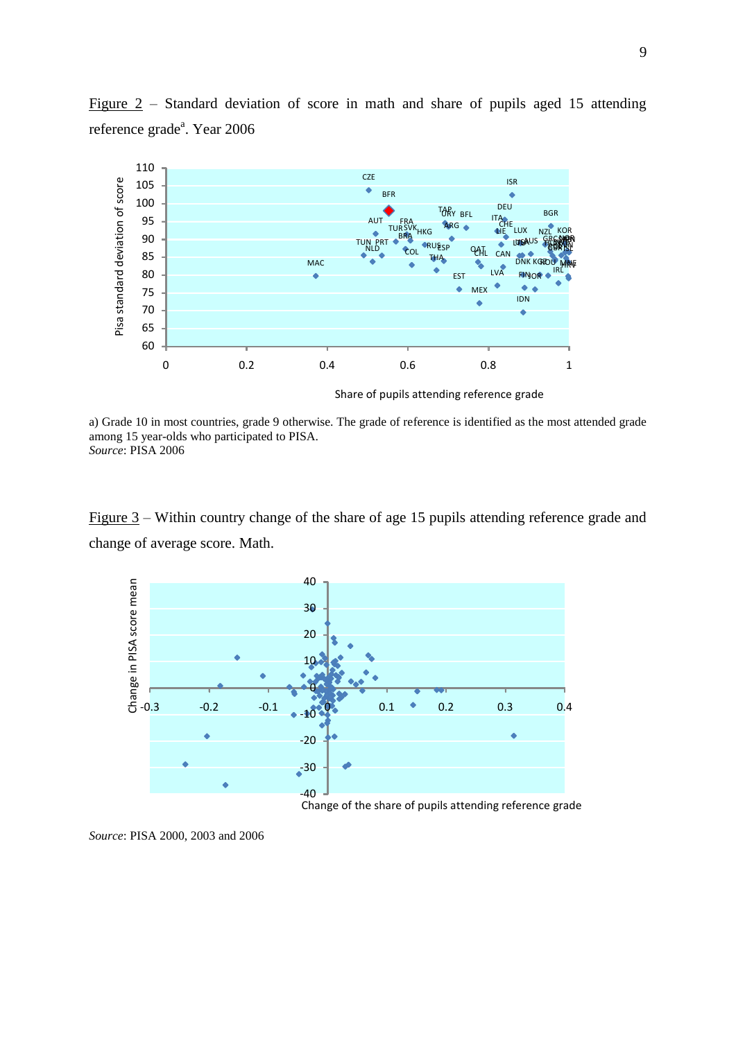Figure 2 – Standard deviation of score in math and share of pupils aged 15 attending reference grade[a]. Year 2006

a) Grade 10 in most countries, grade 9 otherwise. The grade of reference is identified as the most attended grade among 15 year-olds who participated to PISA.
*Source*: PISA 2006

Figure 3 – Within country change of the share of age 15 pupils attending reference grade and change of average score. Math.

*Source*: PISA 2000, 2003 and 2006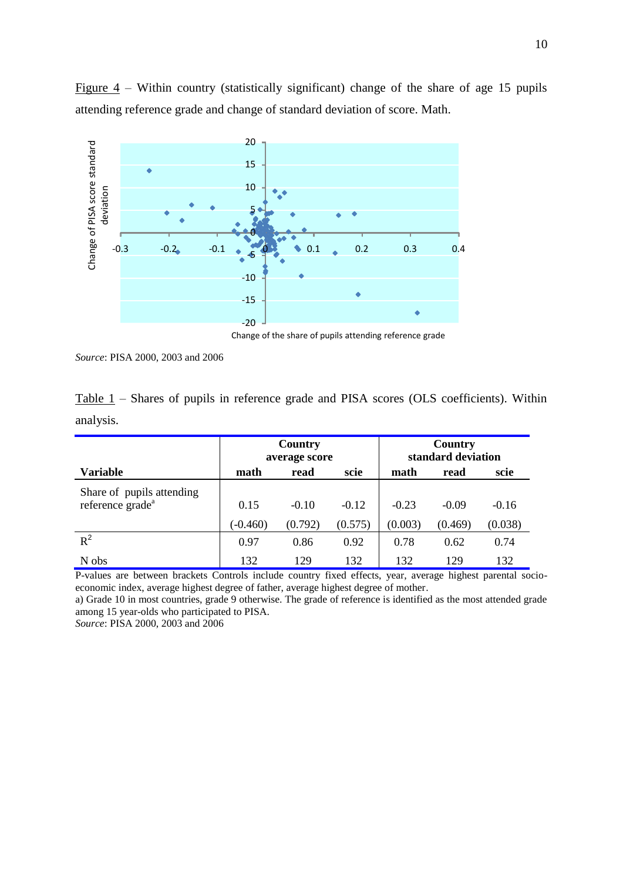Figure 4 – Within country (statistically significant) change of the share of age 15 pupils attending reference grade and change of standard deviation of score. Math.

*Source*: PISA 2000, 2003 and 2006

Table 1 – Shares of pupils in reference grade and PISA scores (OLS coefficients). Within analysis.

| | **Country average score** | | | **Country standard deviation** | | |
|---|---|---|---|---|---|---|
| **Variable** | **math** | **read** | **scie** | **math** | **read** | **scie** |
| Share of pupils attending reference grade[a] | 0.15 | -0.10 | -0.12 | -0.23 | -0.09 | -0.16 |
| | (-0.460) | (0.792) | (0.575) | (0.003) | (0.469) | (0.038) |
| $R^2$ | 0.97 | 0.86 | 0.92 | 0.78 | 0.62 | 0.74 |
| N obs | 132 | 129 | 132 | 132 | 129 | 132 |

P-values are between brackets Controls include country fixed effects, year, average highest parental socio-economic index, average highest degree of father, average highest degree of mother.

a) Grade 10 in most countries, grade 9 otherwise. The grade of reference is identified as the most attended grade among 15 year-olds who participated to PISA.

*Source*: PISA 2000, 2003 and 2006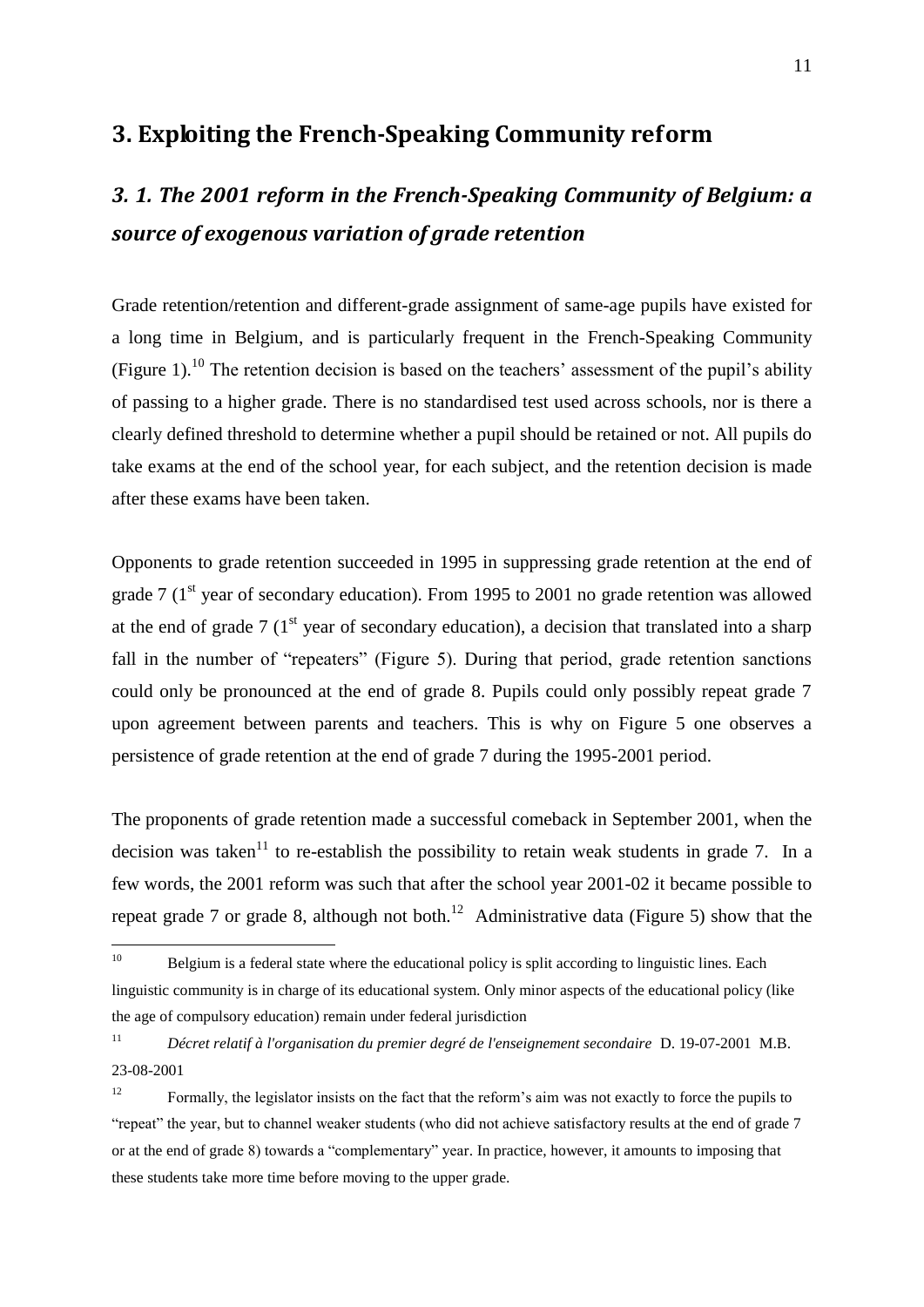## 3. Exploiting the French-Speaking Community reform

### *3. 1. The 2001 reform in the French-Speaking Community of Belgium: a source of exogenous variation of grade retention*

Grade retention/retention and different-grade assignment of same-age pupils have existed for a long time in Belgium, and is particularly frequent in the French-Speaking Community (Figure 1).[10] The retention decision is based on the teachers' assessment of the pupil's ability of passing to a higher grade. There is no standardised test used across schools, nor is there a clearly defined threshold to determine whether a pupil should be retained or not. All pupils do take exams at the end of the school year, for each subject, and the retention decision is made after these exams have been taken.

Opponents to grade retention succeeded in 1995 in suppressing grade retention at the end of grade 7 (1st year of secondary education). From 1995 to 2001 no grade retention was allowed at the end of grade 7 (1st year of secondary education), a decision that translated into a sharp fall in the number of "repeaters" (Figure 5). During that period, grade retention sanctions could only be pronounced at the end of grade 8. Pupils could only possibly repeat grade 7 upon agreement between parents and teachers. This is why on Figure 5 one observes a persistence of grade retention at the end of grade 7 during the 1995-2001 period.

The proponents of grade retention made a successful comeback in September 2001, when the decision was taken[11] to re-establish the possibility to retain weak students in grade 7. In a few words, the 2001 reform was such that after the school year 2001-02 it became possible to repeat grade 7 or grade 8, although not both.[12] Administrative data (Figure 5) show that the

---

[10] Belgium is a federal state where the educational policy is split according to linguistic lines. Each linguistic community is in charge of its educational system. Only minor aspects of the educational policy (like the age of compulsory education) remain under federal jurisdiction

[11] *Décret relatif à l'organisation du premier degré de l'enseignement secondaire* D. 19-07-2001 M.B. 23-08-2001

[12] Formally, the legislator insists on the fact that the reform's aim was not exactly to force the pupils to "repeat" the year, but to channel weaker students (who did not achieve satisfactory results at the end of grade 7 or at the end of grade 8) towards a "complementary" year. In practice, however, it amounts to imposing that these students take more time before moving to the upper grade.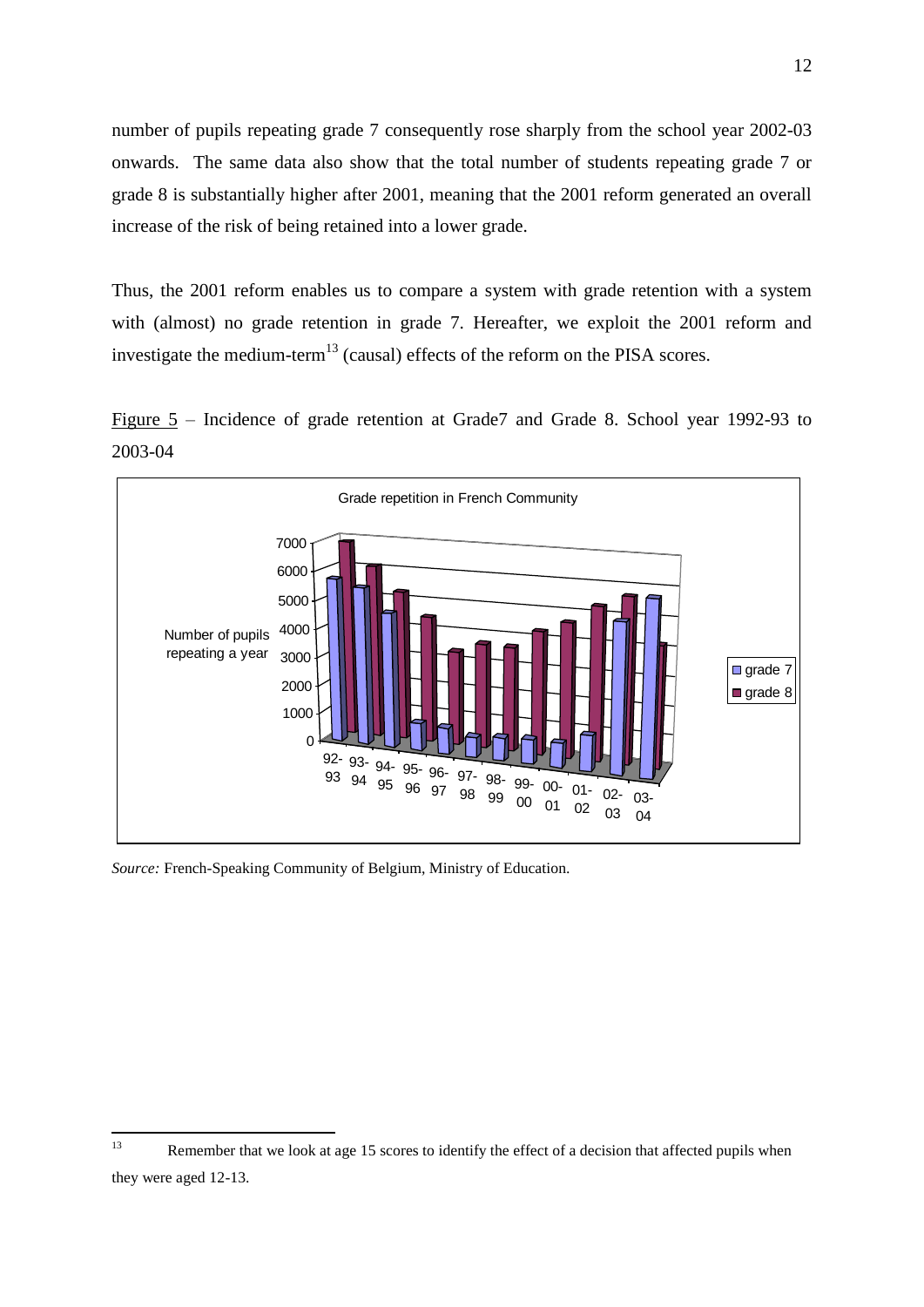number of pupils repeating grade 7 consequently rose sharply from the school year 2002-03 onwards. The same data also show that the total number of students repeating grade 7 or grade 8 is substantially higher after 2001, meaning that the 2001 reform generated an overall increase of the risk of being retained into a lower grade.

Thus, the 2001 reform enables us to compare a system with grade retention with a system with (almost) no grade retention in grade 7. Hereafter, we exploit the 2001 reform and investigate the medium-term[13] (causal) effects of the reform on the PISA scores.

Figure 5 – Incidence of grade retention at Grade7 and Grade 8. School year 1992-93 to 2003-04

*Source:* French-Speaking Community of Belgium, Ministry of Education.

[13] Remember that we look at age 15 scores to identify the effect of a decision that affected pupils when they were aged 12-13.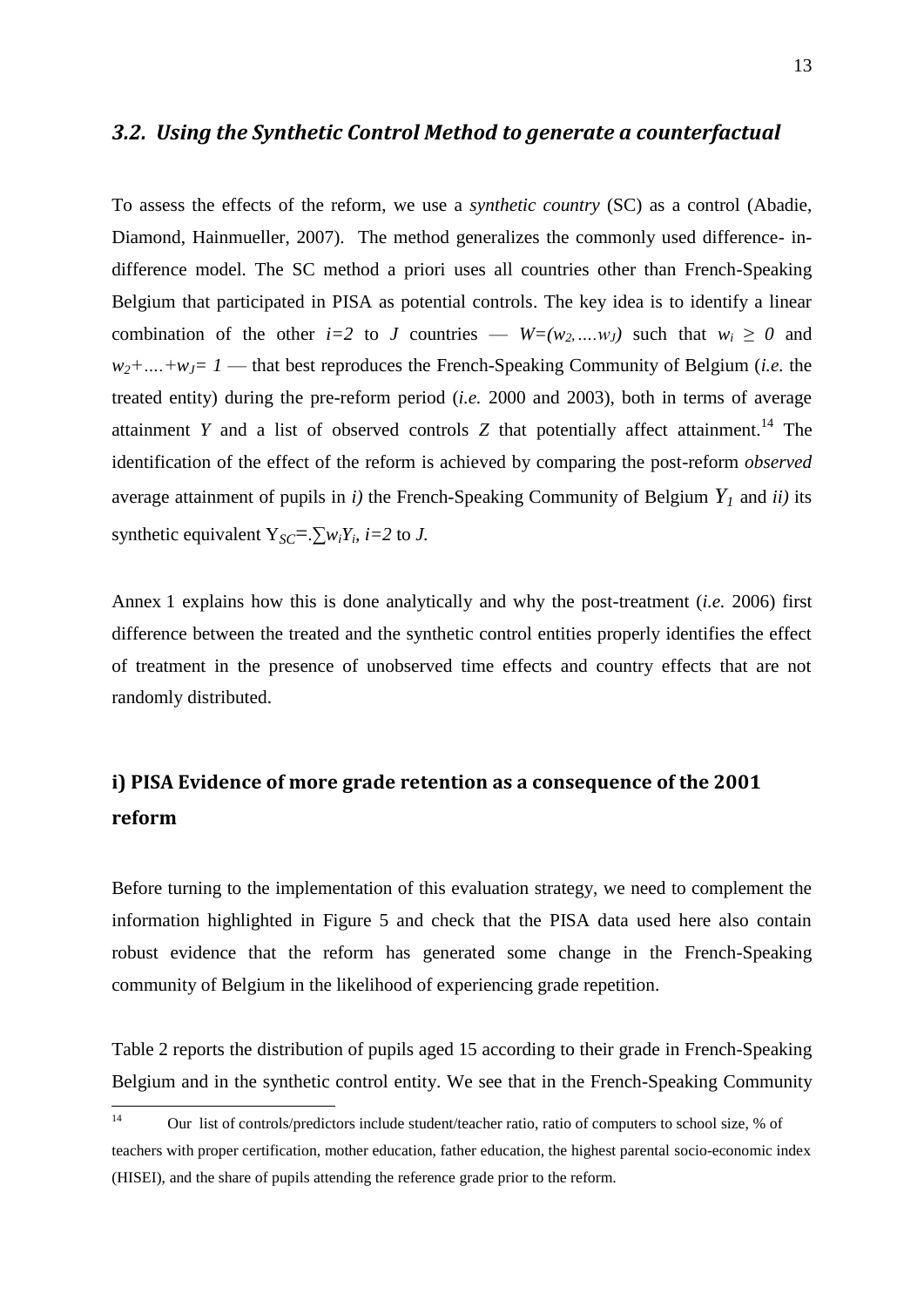### *3.2. Using the Synthetic Control Method to generate a counterfactual*

To assess the effects of the reform, we use a *synthetic country* (SC) as a control (Abadie, Diamond, Hainmueller, 2007). The method generalizes the commonly used difference- in-difference model. The SC method a priori uses all countries other than French-Speaking Belgium that participated in PISA as potential controls. The key idea is to identify a linear combination of the other $i=2$ to $J$ countries — $W=(w_2, \ldots w_J)$ such that $w_i \geq 0$ and $w_2+\ldots+w_J= 1$ — that best reproduces the French-Speaking Community of Belgium (*i.e.* the treated entity) during the pre-reform period (*i.e.* 2000 and 2003), both in terms of average attainment $Y$ and a list of observed controls $Z$ that potentially affect attainment.[14] The identification of the effect of the reform is achieved by comparing the post-reform *observed* average attainment of pupils in *i)* the French-Speaking Community of Belgium $Y_1$ and *ii)* its synthetic equivalent $Y_{SC}=.\sum w_i Y_i$, $i=2$ to $J$.

Annex 1 explains how this is done analytically and why the post-treatment (*i.e.* 2006) first difference between the treated and the synthetic control entities properly identifies the effect of treatment in the presence of unobserved time effects and country effects that are not randomly distributed.

## i) PISA Evidence of more grade retention as a consequence of the 2001 reform

Before turning to the implementation of this evaluation strategy, we need to complement the information highlighted in Figure 5 and check that the PISA data used here also contain robust evidence that the reform has generated some change in the French-Speaking community of Belgium in the likelihood of experiencing grade repetition.

Table 2 reports the distribution of pupils aged 15 according to their grade in French-Speaking Belgium and in the synthetic control entity. We see that in the French-Speaking Community

[14] Our list of controls/predictors include student/teacher ratio, ratio of computers to school size, % of teachers with proper certification, mother education, father education, the highest parental socio-economic index (HISEI), and the share of pupils attending the reference grade prior to the reform.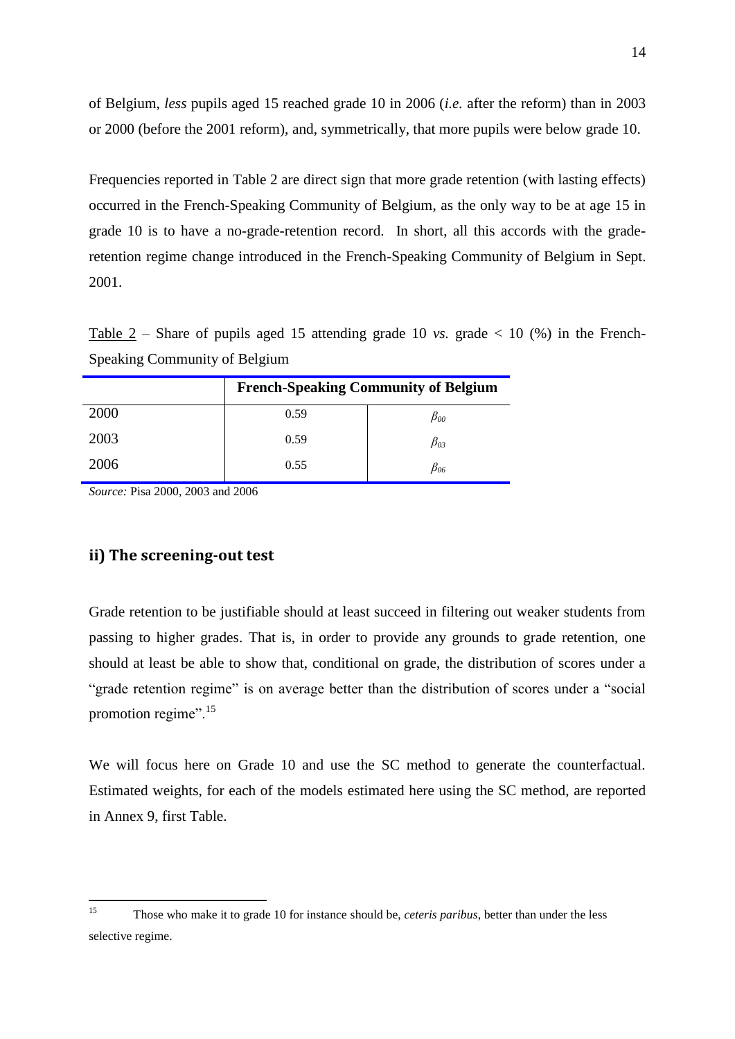of Belgium, *less* pupils aged 15 reached grade 10 in 2006 (*i.e.* after the reform) than in 2003 or 2000 (before the 2001 reform), and, symmetrically, that more pupils were below grade 10.

Frequencies reported in Table 2 are direct sign that more grade retention (with lasting effects) occurred in the French-Speaking Community of Belgium, as the only way to be at age 15 in grade 10 is to have a no-grade-retention record. In short, all this accords with the grade-retention regime change introduced in the French-Speaking Community of Belgium in Sept. 2001.

Table 2 – Share of pupils aged 15 attending grade 10 *vs.* grade < 10 (%) in the French-Speaking Community of Belgium

| | **French-Speaking Community of Belgium** | |
|---|---|---|
| 2000 | 0.59 | $\beta_{00}$ |
| 2003 | 0.59 | $\beta_{03}$ |
| 2006 | 0.55 | $\beta_{06}$ |

*Source:* Pisa 2000, 2003 and 2006

## ii) The screening-out test

Grade retention to be justifiable should at least succeed in filtering out weaker students from passing to higher grades. That is, in order to provide any grounds to grade retention, one should at least be able to show that, conditional on grade, the distribution of scores under a "grade retention regime" is on average better than the distribution of scores under a "social promotion regime".[15]

We will focus here on Grade 10 and use the SC method to generate the counterfactual. Estimated weights, for each of the models estimated here using the SC method, are reported in Annex 9, first Table.

[15] Those who make it to grade 10 for instance should be, *ceteris paribus*, better than under the less selective regime.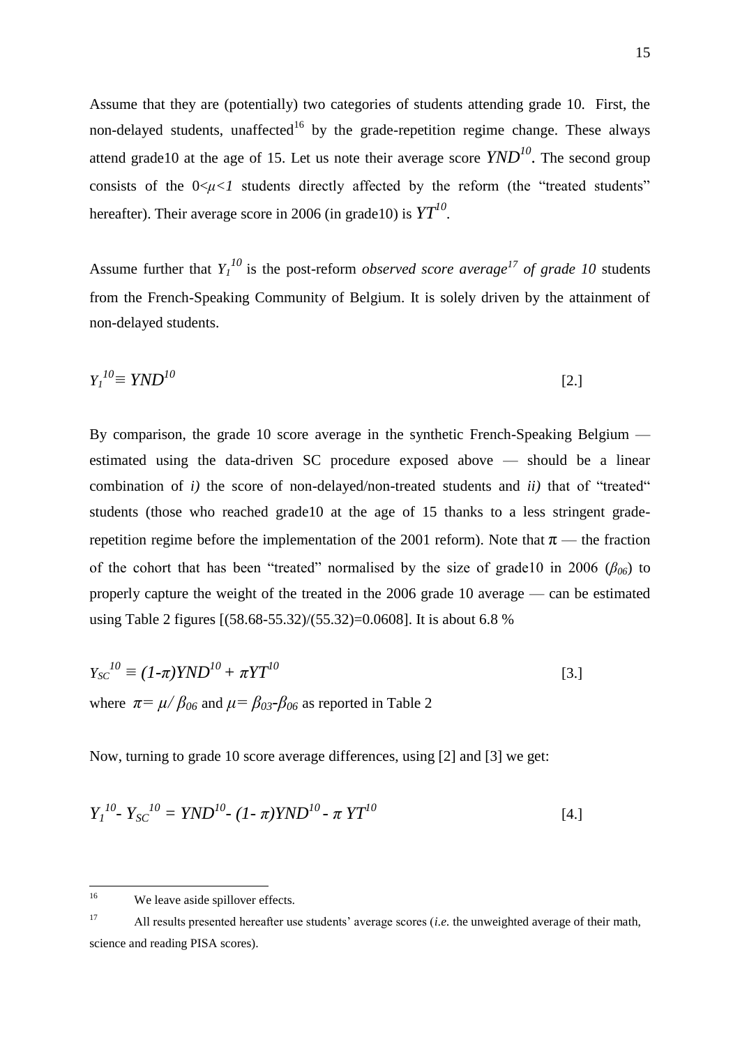Assume that they are (potentially) two categories of students attending grade 10. First, the non-delayed students, unaffected[16] by the grade-repetition regime change. These always attend grade10 at the age of 15. Let us note their average score $YND^{10}$. The second group consists of the $0<\mu<1$ students directly affected by the reform (the "treated students" hereafter). Their average score in 2006 (in grade10) is $YT^{10}$.

Assume further that $Y_1^{10}$ is the post-reform *observed score average*[17] *of grade 10* students from the French-Speaking Community of Belgium. It is solely driven by the attainment of non-delayed students.

$$Y_1^{10} \equiv YND^{10} \qquad [2.]$$

By comparison, the grade 10 score average in the synthetic French-Speaking Belgium — estimated using the data-driven SC procedure exposed above — should be a linear combination of *i)* the score of non-delayed/non-treated students and *ii)* that of "treated" students (those who reached grade10 at the age of 15 thanks to a less stringent grade-repetition regime before the implementation of the 2001 reform). Note that $\pi$ — the fraction of the cohort that has been "treated" normalised by the size of grade10 in 2006 ($\beta_{06}$) to properly capture the weight of the treated in the 2006 grade 10 average — can be estimated using Table 2 figures [(58.68-55.32)/(55.32)=0.0608]. It is about 6.8 %

$$Y_{SC}^{10} \equiv (1-\pi)YND^{10} + \pi YT^{10} \qquad [3.]$$

where $\pi = \mu / \beta_{06}$ and $\mu = \beta_{03} - \beta_{06}$ as reported in Table 2

Now, turning to grade 10 score average differences, using [2] and [3] we get:

$$Y_1^{10} - Y_{SC}^{10} = YND^{10} - (1-\pi)YND^{10} - \pi\, YT^{10} \qquad [4.]$$

---

[16] We leave aside spillover effects.

[17] All results presented hereafter use students' average scores (*i.e.* the unweighted average of their math, science and reading PISA scores).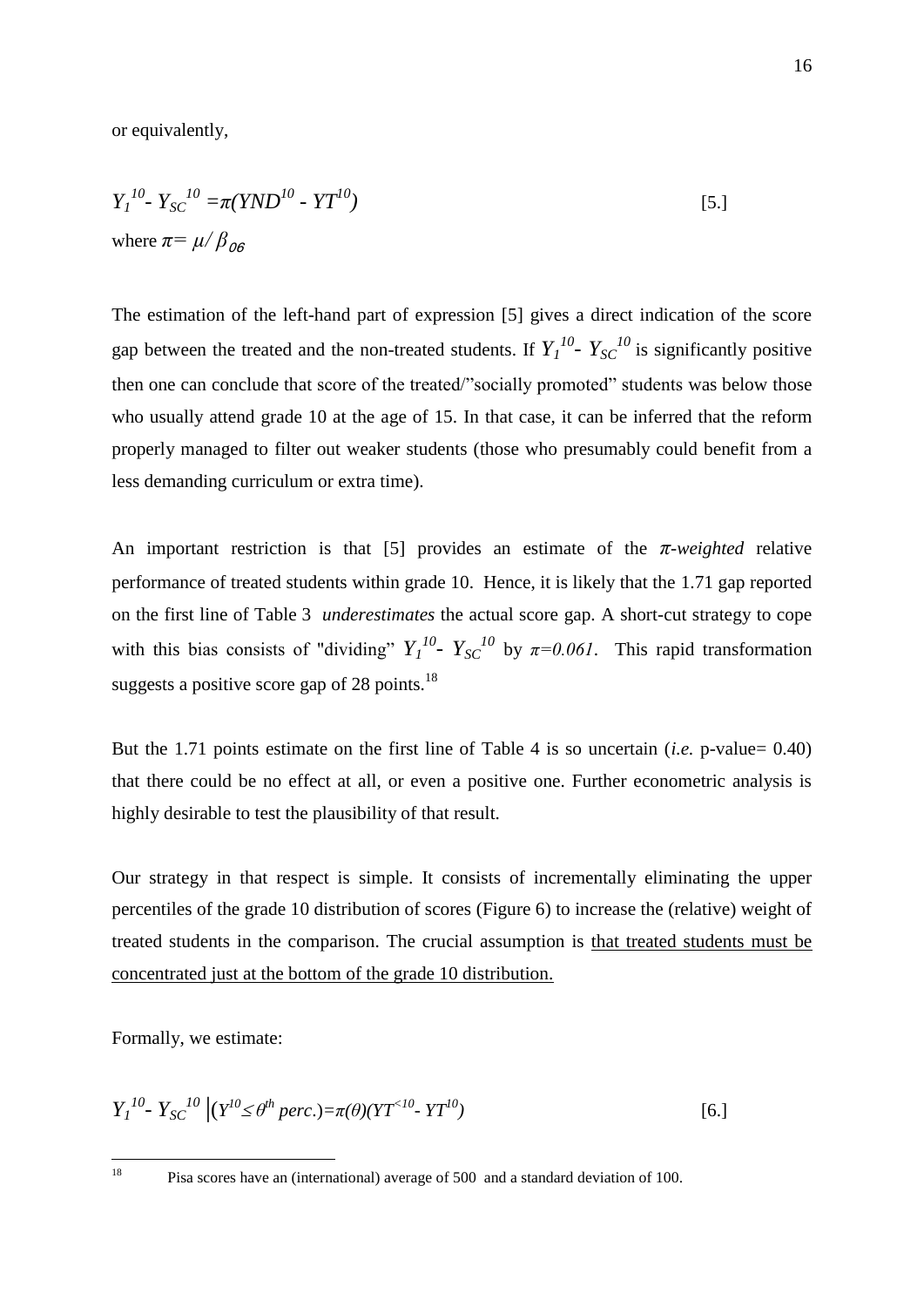or equivalently,

$$Y_1^{10} - Y_{SC}^{10} = \pi(YND^{10} - YT^{10}) \qquad [5.]$$

where $\pi = \mu / \beta_{06}$

The estimation of the left-hand part of expression [5] gives a direct indication of the score gap between the treated and the non-treated students. If $Y_1^{10} - Y_{SC}^{10}$ is significantly positive then one can conclude that score of the treated/"socially promoted" students was below those who usually attend grade 10 at the age of 15. In that case, it can be inferred that the reform properly managed to filter out weaker students (those who presumably could benefit from a less demanding curriculum or extra time).

An important restriction is that [5] provides an estimate of the $\pi$*-weighted* relative performance of treated students within grade 10. Hence, it is likely that the 1.71 gap reported on the first line of Table 3 *underestimates* the actual score gap. A short-cut strategy to cope with this bias consists of "dividing" $Y_1^{10} - Y_{SC}^{10}$ by $\pi=0.061$. This rapid transformation suggests a positive score gap of 28 points.[18]

But the 1.71 points estimate on the first line of Table 4 is so uncertain (*i.e.* p-value= 0.40) that there could be no effect at all, or even a positive one. Further econometric analysis is highly desirable to test the plausibility of that result.

Our strategy in that respect is simple. It consists of incrementally eliminating the upper percentiles of the grade 10 distribution of scores (Figure 6) to increase the (relative) weight of treated students in the comparison. The crucial assumption is <u>that treated students must be concentrated just at the bottom of the grade 10 distribution.</u>

Formally, we estimate:

$$Y_1^{10} - Y_{SC}^{10} \left| (Y^{10} \leq \theta^{th} \, perc.) = \pi(\theta)(YT^{<10} - YT^{10}) \right. \qquad [6.]$$

[18] Pisa scores have an (international) average of 500 and a standard deviation of 100.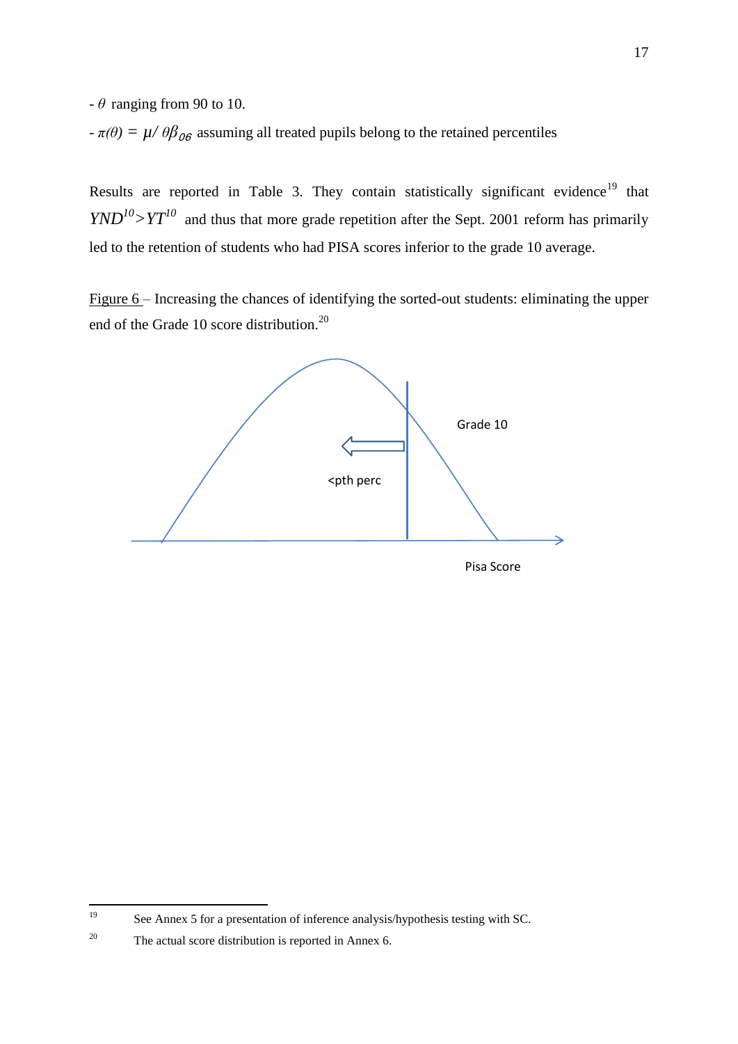- $\theta$ ranging from 90 to 10.

- $\pi(\theta) = \mu / \theta\beta_{06}$ assuming all treated pupils belong to the retained percentiles

Results are reported in Table 3. They contain statistically significant evidence[19] that $YND^{10} > YT^{10}$ and thus that more grade repetition after the Sept. 2001 reform has primarily led to the retention of students who had PISA scores inferior to the grade 10 average.

Figure 6 – Increasing the chances of identifying the sorted-out students: eliminating the upper end of the Grade 10 score distribution.[20]

Grade 10

<pth perc

Pisa Score

---

[19] See Annex 5 for a presentation of inference analysis/hypothesis testing with SC.

[20] The actual score distribution is reported in Annex 6.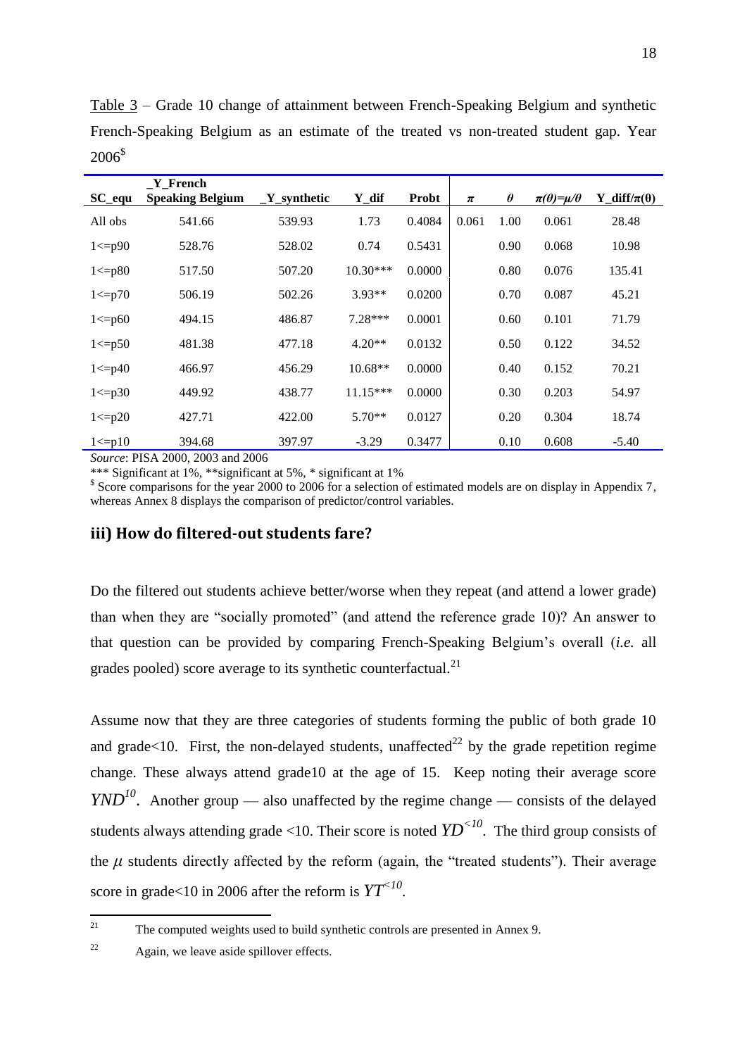Table 3 – Grade 10 change of attainment between French-Speaking Belgium and synthetic French-Speaking Belgium as an estimate of the treated vs non-treated student gap. Year 2006[$]

| SC_equ | _Y_French Speaking Belgium | _Y_synthetic | Y_dif | Probt | $\pi$ | $\theta$ | $\pi(\theta)=\mu/\theta$ | $Y\_diff/\pi(\theta)$ |
|---|---|---|---|---|---|---|---|---|
| All obs | 541.66 | 539.93 | 1.73 | 0.4084 | 0.061 | 1.00 | 0.061 | 28.48 |
| 1<=p90 | 528.76 | 528.02 | 0.74 | 0.5431 | | 0.90 | 0.068 | 10.98 |
| 1<=p80 | 517.50 | 507.20 | 10.30*** | 0.0000 | | 0.80 | 0.076 | 135.41 |
| 1<=p70 | 506.19 | 502.26 | 3.93** | 0.0200 | | 0.70 | 0.087 | 45.21 |
| 1<=p60 | 494.15 | 486.87 | 7.28*** | 0.0001 | | 0.60 | 0.101 | 71.79 |
| 1<=p50 | 481.38 | 477.18 | 4.20** | 0.0132 | | 0.50 | 0.122 | 34.52 |
| 1<=p40 | 466.97 | 456.29 | 10.68** | 0.0000 | | 0.40 | 0.152 | 70.21 |
| 1<=p30 | 449.92 | 438.77 | 11.15*** | 0.0000 | | 0.30 | 0.203 | 54.97 |
| 1<=p20 | 427.71 | 422.00 | 5.70** | 0.0127 | | 0.20 | 0.304 | 18.74 |
| 1<=p10 | 394.68 | 397.97 | -3.29 | 0.3477 | | 0.10 | 0.608 | -5.40 |

*Source*: PISA 2000, 2003 and 2006

*** Significant at 1%, **significant at 5%, * significant at 1%

[$] Score comparisons for the year 2000 to 2006 for a selection of estimated models are on display in Appendix 7, whereas Annex 8 displays the comparison of predictor/control variables.

### iii) How do filtered-out students fare?

Do the filtered out students achieve better/worse when they repeat (and attend a lower grade) than when they are "socially promoted" (and attend the reference grade 10)? An answer to that question can be provided by comparing French-Speaking Belgium's overall (*i.e.* all grades pooled) score average to its synthetic counterfactual.[21]

Assume now that they are three categories of students forming the public of both grade 10 and grade<10. First, the non-delayed students, unaffected[22] by the grade repetition regime change. These always attend grade10 at the age of 15. Keep noting their average score $YND^{10}$. Another group — also unaffected by the regime change — consists of the delayed students always attending grade <10. Their score is noted $YD^{<10}$. The third group consists of the $\mu$ students directly affected by the reform (again, the "treated students"). Their average score in grade<10 in 2006 after the reform is $YT^{<10}$.

[21] The computed weights used to build synthetic controls are presented in Annex 9.

[22] Again, we leave aside spillover effects.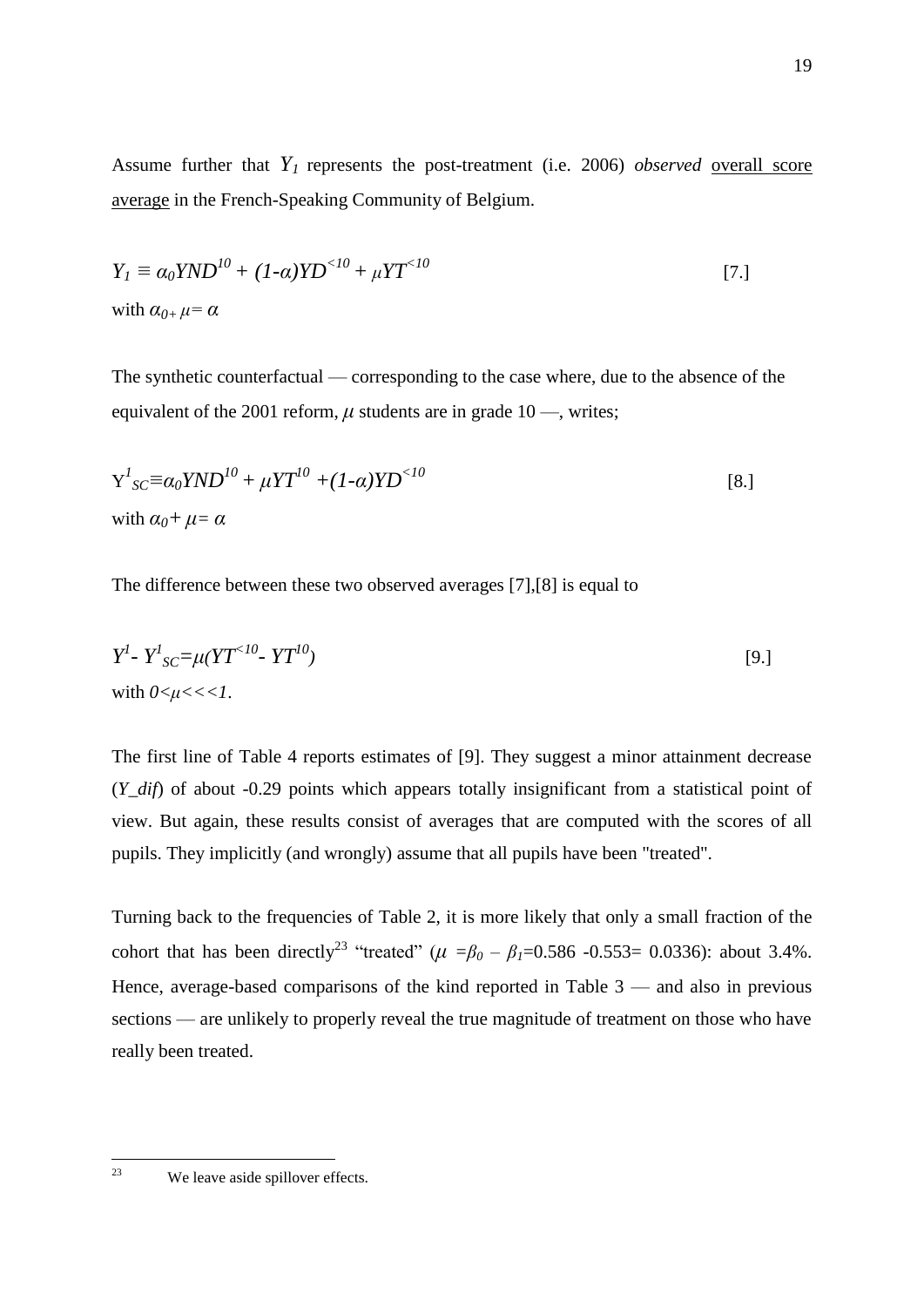Assume further that $Y_1$ represents the post-treatment (i.e. 2006) *observed* overall score average in the French-Speaking Community of Belgium.

$$Y_1 \equiv \alpha_0 YND^{10} + (1\text{-}\alpha)YD^{<10} + \mu YT^{<10} \qquad [7.]$$

with $\alpha_{0+}\ \mu = \alpha$

The synthetic counterfactual — corresponding to the case where, due to the absence of the equivalent of the 2001 reform, $\mu$ students are in grade 10 —, writes;

$$Y^{1}_{SC} \equiv \alpha_0 YND^{10} + \mu YT^{10} + (1\text{-}\alpha)YD^{<10} \qquad [8.]$$

with $\alpha_0 + \mu = \alpha$

The difference between these two observed averages [7],[8] is equal to

$$Y^{1}\text{-}\ Y^{1}_{SC} = \mu(YT^{<10}\text{-}\ YT^{10}) \qquad [9.]$$

with $0<\mu<<<1$.

The first line of Table 4 reports estimates of [9]. They suggest a minor attainment decrease (*Y_dif*) of about -0.29 points which appears totally insignificant from a statistical point of view. But again, these results consist of averages that are computed with the scores of all pupils. They implicitly (and wrongly) assume that all pupils have been "treated".

Turning back to the frequencies of Table 2, it is more likely that only a small fraction of the cohort that has been directly[23] "treated" ($\mu = \beta_0 - \beta_1$=0.586 -0.553= 0.0336): about 3.4%. Hence, average-based comparisons of the kind reported in Table 3 — and also in previous sections — are unlikely to properly reveal the true magnitude of treatment on those who have really been treated.

---

[23] We leave aside spillover effects.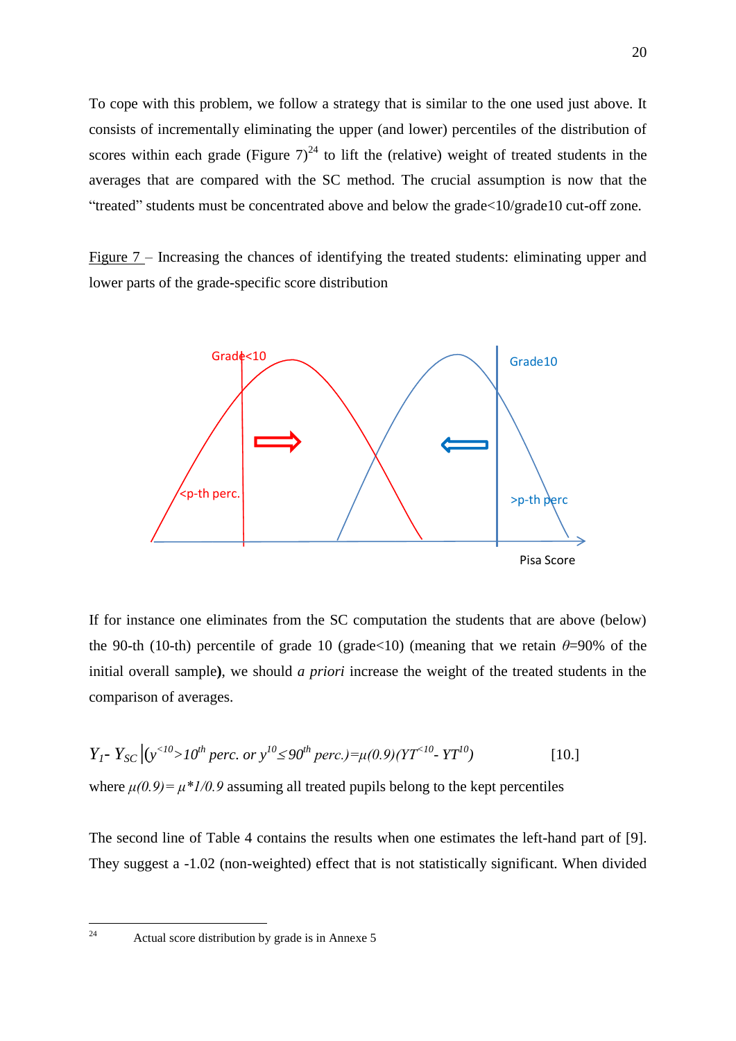To cope with this problem, we follow a strategy that is similar to the one used just above. It consists of incrementally eliminating the upper (and lower) percentiles of the distribution of scores within each grade (Figure 7)[24] to lift the (relative) weight of treated students in the averages that are compared with the SC method. The crucial assumption is now that the "treated" students must be concentrated above and below the grade<10/grade10 cut-off zone.

Figure 7 – Increasing the chances of identifying the treated students: eliminating upper and lower parts of the grade-specific score distribution

If for instance one eliminates from the SC computation the students that are above (below) the 90-th (10-th) percentile of grade 10 (grade<10) (meaning that we retain $\theta$=90% of the initial overall sample**)**, we should *a priori* increase the weight of the treated students in the comparison of averages.

$$Y_1 - Y_{SC} \left|(y^{<10} > 10^{th} \text{ perc. or } y^{10} \leq 90^{th} \text{ perc.}) = \mu(0.9)(YT^{<10} - YT^{10}) \right. \qquad [10.]$$

where $\mu(0.9) = \mu * 1/0.9$ assuming all treated pupils belong to the kept percentiles

The second line of Table 4 contains the results when one estimates the left-hand part of [9]. They suggest a -1.02 (non-weighted) effect that is not statistically significant. When divided

[24] Actual score distribution by grade is in Annexe 5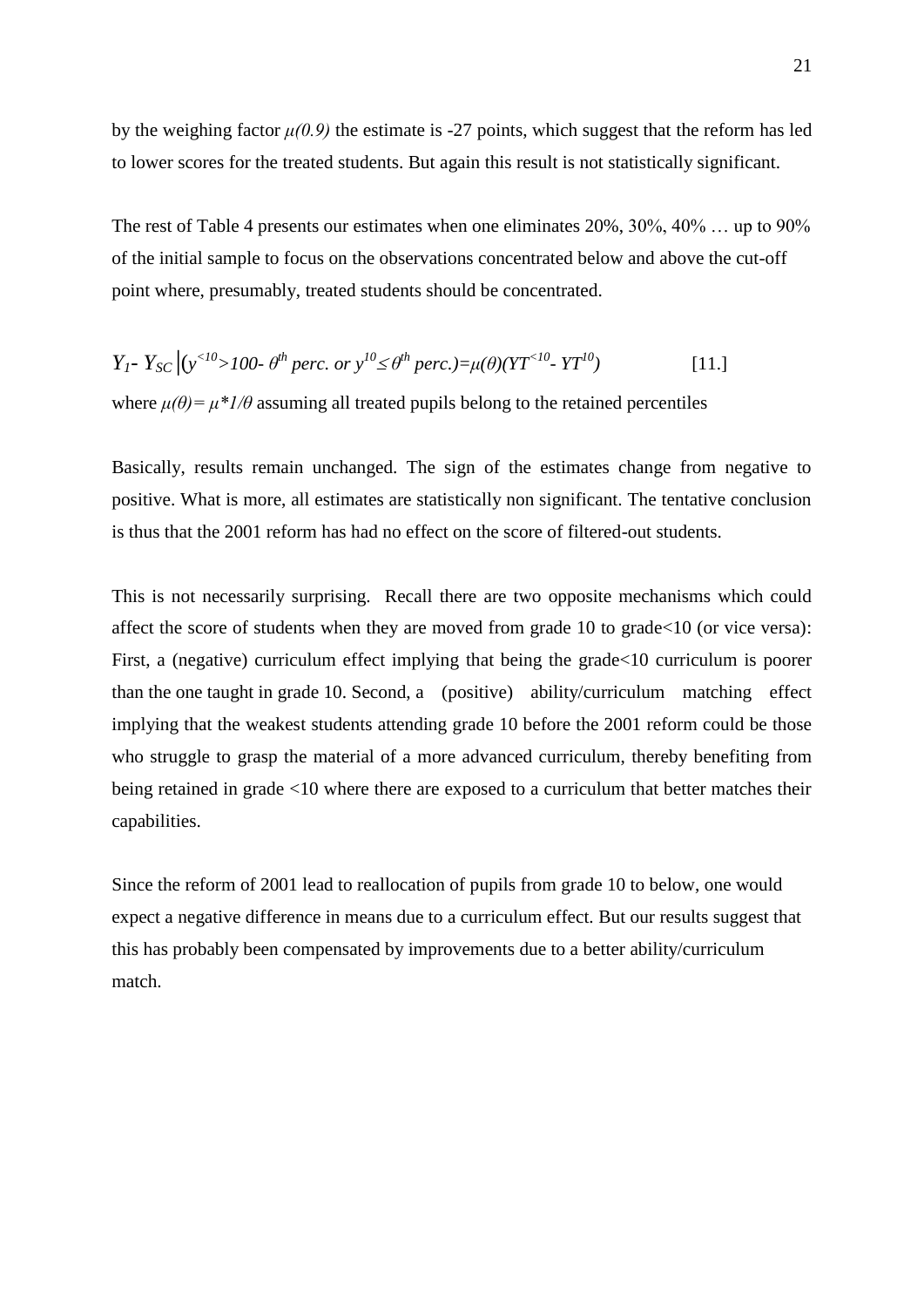by the weighing factor $\mu(0.9)$ the estimate is -27 points, which suggest that the reform has led to lower scores for the treated students. But again this result is not statistically significant.

The rest of Table 4 presents our estimates when one eliminates 20%, 30%, 40% … up to 90% of the initial sample to focus on the observations concentrated below and above the cut-off point where, presumably, treated students should be concentrated.

$$Y_1 - Y_{SC} \left| (y^{<10} > 100 - \theta^{th} \text{ perc. or } y^{10} \leq \theta^{th} \text{ perc.}) = \mu(\theta)(YT^{<10} - YT^{10}) \right. \qquad [11.]$$

where $\mu(\theta) = \mu^* 1/\theta$ assuming all treated pupils belong to the retained percentiles

Basically, results remain unchanged. The sign of the estimates change from negative to positive. What is more, all estimates are statistically non significant. The tentative conclusion is thus that the 2001 reform has had no effect on the score of filtered-out students.

This is not necessarily surprising. Recall there are two opposite mechanisms which could affect the score of students when they are moved from grade 10 to grade<10 (or vice versa): First, a (negative) curriculum effect implying that being the grade<10 curriculum is poorer than the one taught in grade 10. Second, a (positive) ability/curriculum matching effect implying that the weakest students attending grade 10 before the 2001 reform could be those who struggle to grasp the material of a more advanced curriculum, thereby benefiting from being retained in grade <10 where there are exposed to a curriculum that better matches their capabilities.

Since the reform of 2001 lead to reallocation of pupils from grade 10 to below, one would expect a negative difference in means due to a curriculum effect. But our results suggest that this has probably been compensated by improvements due to a better ability/curriculum match.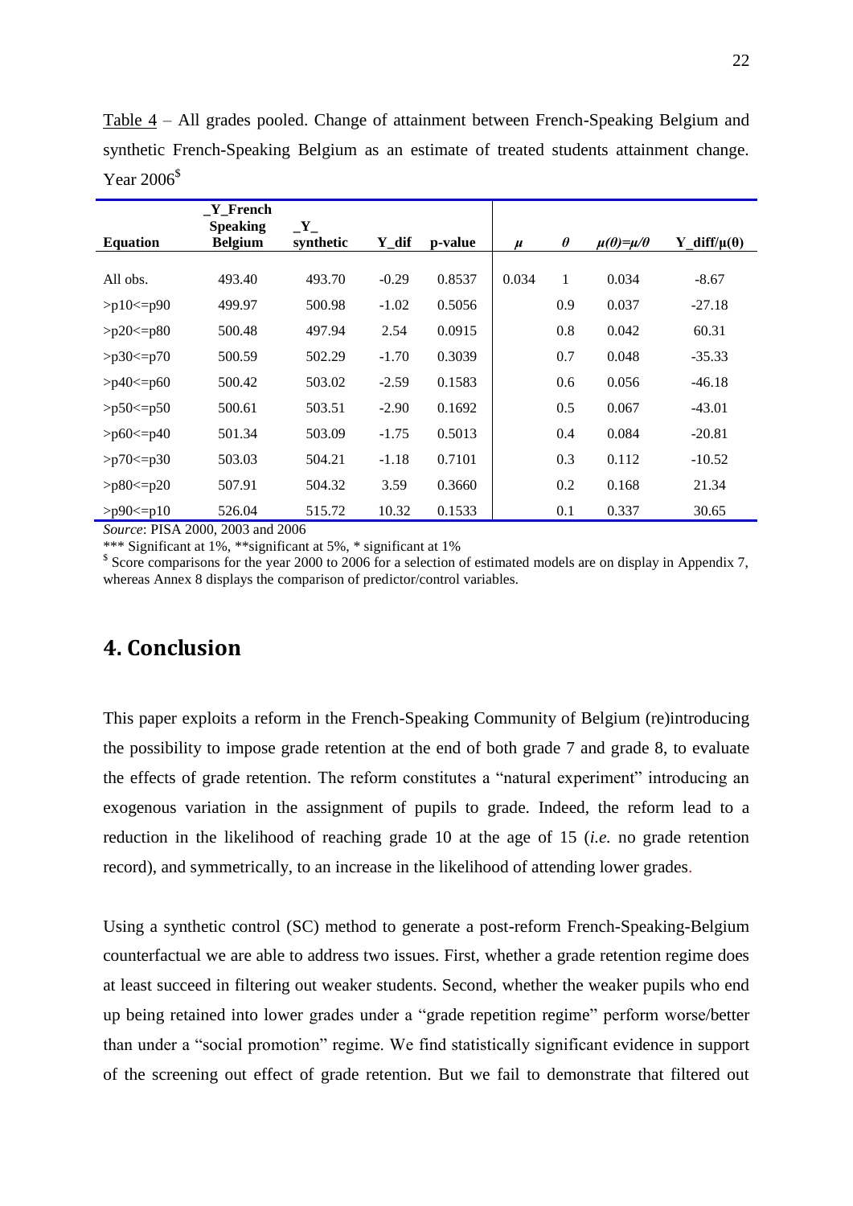Table 4 – All grades pooled. Change of attainment between French-Speaking Belgium and synthetic French-Speaking Belgium as an estimate of treated students attainment change. Year 2006$

| Equation | _Y_French Speaking Belgium | _Y_ synthetic | Y_dif | p-value | $\mu$ | $\theta$ | $\mu(\theta)=\mu/\theta$ | Y_diff/$\mu(\theta)$ |
|---|---|---|---|---|---|---|---|---|
| All obs. | 493.40 | 493.70 | -0.29 | 0.8537 | 0.034 | 1 | 0.034 | -8.67 |
| >p10<=p90 | 499.97 | 500.98 | -1.02 | 0.5056 | | 0.9 | 0.037 | -27.18 |
| >p20<=p80 | 500.48 | 497.94 | 2.54 | 0.0915 | | 0.8 | 0.042 | 60.31 |
| >p30<=p70 | 500.59 | 502.29 | -1.70 | 0.3039 | | 0.7 | 0.048 | -35.33 |
| >p40<=p60 | 500.42 | 503.02 | -2.59 | 0.1583 | | 0.6 | 0.056 | -46.18 |
| >p50<=p50 | 500.61 | 503.51 | -2.90 | 0.1692 | | 0.5 | 0.067 | -43.01 |
| >p60<=p40 | 501.34 | 503.09 | -1.75 | 0.5013 | | 0.4 | 0.084 | -20.81 |
| >p70<=p30 | 503.03 | 504.21 | -1.18 | 0.7101 | | 0.3 | 0.112 | -10.52 |
| >p80<=p20 | 507.91 | 504.32 | 3.59 | 0.3660 | | 0.2 | 0.168 | 21.34 |
| >p90<=p10 | 526.04 | 515.72 | 10.32 | 0.1533 | | 0.1 | 0.337 | 30.65 |

*Source*: PISA 2000, 2003 and 2006

*** Significant at 1%, **significant at 5%, * significant at 1%

$ Score comparisons for the year 2000 to 2006 for a selection of estimated models are on display in Appendix 7, whereas Annex 8 displays the comparison of predictor/control variables.

# 4. Conclusion

This paper exploits a reform in the French-Speaking Community of Belgium (re)introducing the possibility to impose grade retention at the end of both grade 7 and grade 8, to evaluate the effects of grade retention. The reform constitutes a "natural experiment" introducing an exogenous variation in the assignment of pupils to grade. Indeed, the reform lead to a reduction in the likelihood of reaching grade 10 at the age of 15 (*i.e.* no grade retention record), and symmetrically, to an increase in the likelihood of attending lower grades.

Using a synthetic control (SC) method to generate a post-reform French-Speaking-Belgium counterfactual we are able to address two issues. First, whether a grade retention regime does at least succeed in filtering out weaker students. Second, whether the weaker pupils who end up being retained into lower grades under a "grade repetition regime" perform worse/better than under a "social promotion" regime. We find statistically significant evidence in support of the screening out effect of grade retention. But we fail to demonstrate that filtered out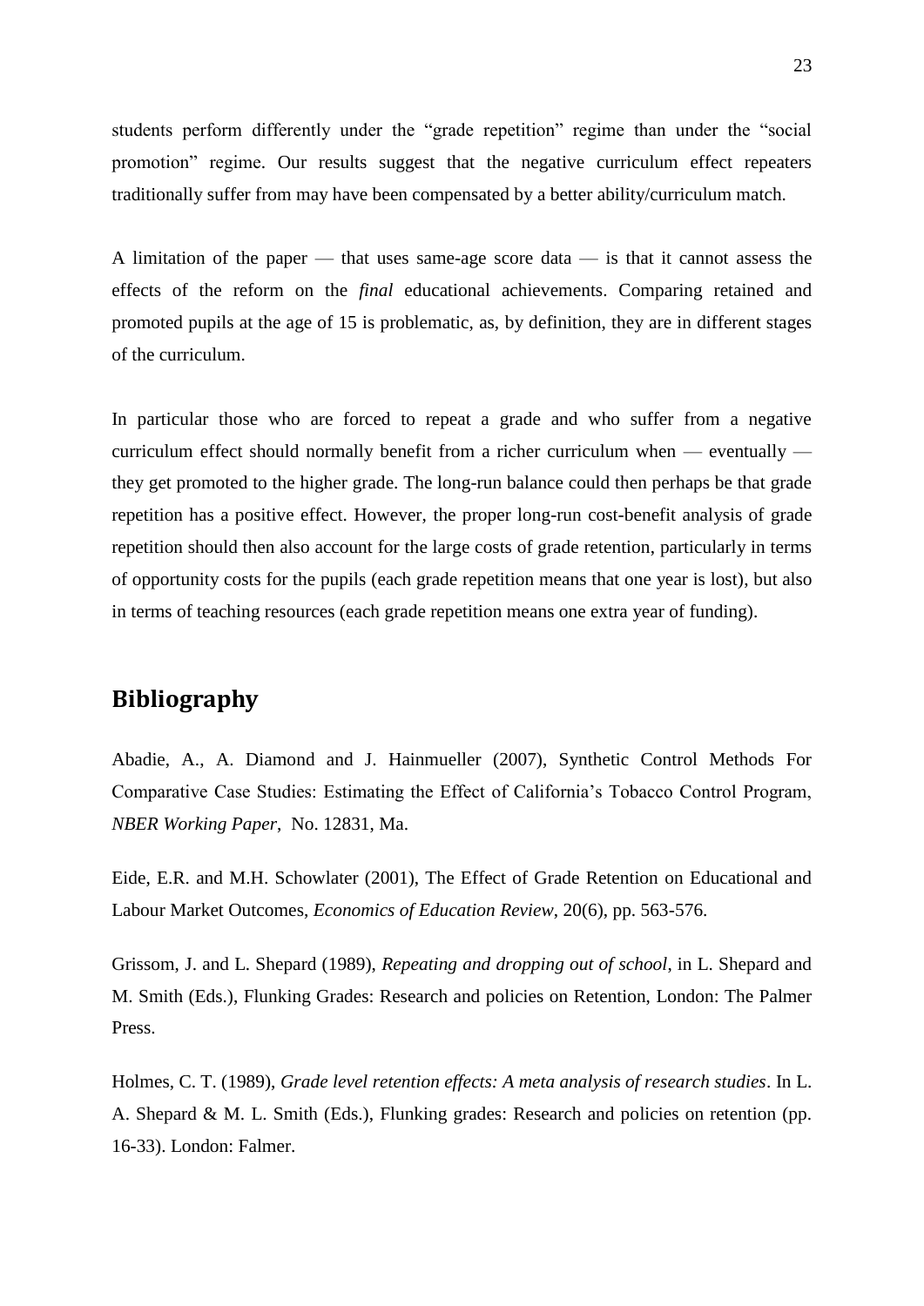students perform differently under the "grade repetition" regime than under the "social promotion" regime. Our results suggest that the negative curriculum effect repeaters traditionally suffer from may have been compensated by a better ability/curriculum match.

A limitation of the paper — that uses same-age score data — is that it cannot assess the effects of the reform on the *final* educational achievements. Comparing retained and promoted pupils at the age of 15 is problematic, as, by definition, they are in different stages of the curriculum.

In particular those who are forced to repeat a grade and who suffer from a negative curriculum effect should normally benefit from a richer curriculum when — eventually — they get promoted to the higher grade. The long-run balance could then perhaps be that grade repetition has a positive effect. However, the proper long-run cost-benefit analysis of grade repetition should then also account for the large costs of grade retention, particularly in terms of opportunity costs for the pupils (each grade repetition means that one year is lost), but also in terms of teaching resources (each grade repetition means one extra year of funding).

## Bibliography

Abadie, A., A. Diamond and J. Hainmueller (2007), Synthetic Control Methods For Comparative Case Studies: Estimating the Effect of California's Tobacco Control Program, *NBER Working Paper*, No. 12831, Ma.

Eide, E.R. and M.H. Schowlater (2001), The Effect of Grade Retention on Educational and Labour Market Outcomes, *Economics of Education Review*, 20(6), pp. 563-576.

Grissom, J. and L. Shepard (1989), *Repeating and dropping out of school*, in L. Shepard and M. Smith (Eds.), Flunking Grades: Research and policies on Retention, London: The Palmer Press.

Holmes, C. T. (1989), *Grade level retention effects: A meta analysis of research studies*. In L. A. Shepard & M. L. Smith (Eds.), Flunking grades: Research and policies on retention (pp. 16-33). London: Falmer.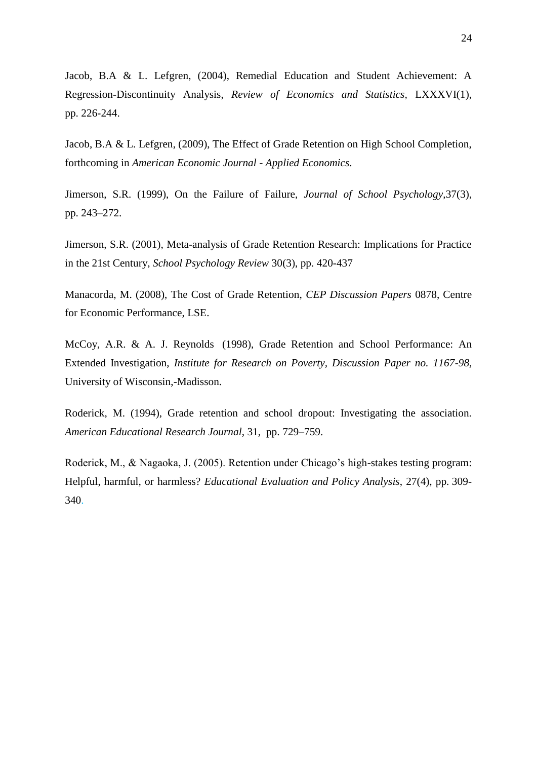Jacob, B.A & L. Lefgren, (2004), Remedial Education and Student Achievement: A Regression-Discontinuity Analysis, *Review of Economics and Statistics*, LXXXVI(1), pp. 226-244.

Jacob, B.A & L. Lefgren, (2009), The Effect of Grade Retention on High School Completion, forthcoming in *American Economic Journal - Applied Economics*.

Jimerson, S.R. (1999), On the Failure of Failure, *Journal of School Psychology*,37(3), pp. 243–272.

Jimerson, S.R. (2001), Meta-analysis of Grade Retention Research: Implications for Practice in the 21st Century, *School Psychology Review* 30(3), pp. 420-437

Manacorda, M. (2008), The Cost of Grade Retention, *CEP Discussion Papers* 0878, Centre for Economic Performance, LSE.

McCoy, A.R. & A. J. Reynolds (1998), Grade Retention and School Performance: An Extended Investigation, *Institute for Research on Poverty, Discussion Paper no. 1167-98*, University of Wisconsin,-Madisson.

Roderick, M. (1994), Grade retention and school dropout: Investigating the association. *American Educational Research Journal*, 31, pp. 729–759.

Roderick, M., & Nagaoka, J. (2005). Retention under Chicago's high-stakes testing program: Helpful, harmful, or harmless? *Educational Evaluation and Policy Analysis*, 27(4), pp. 309-340.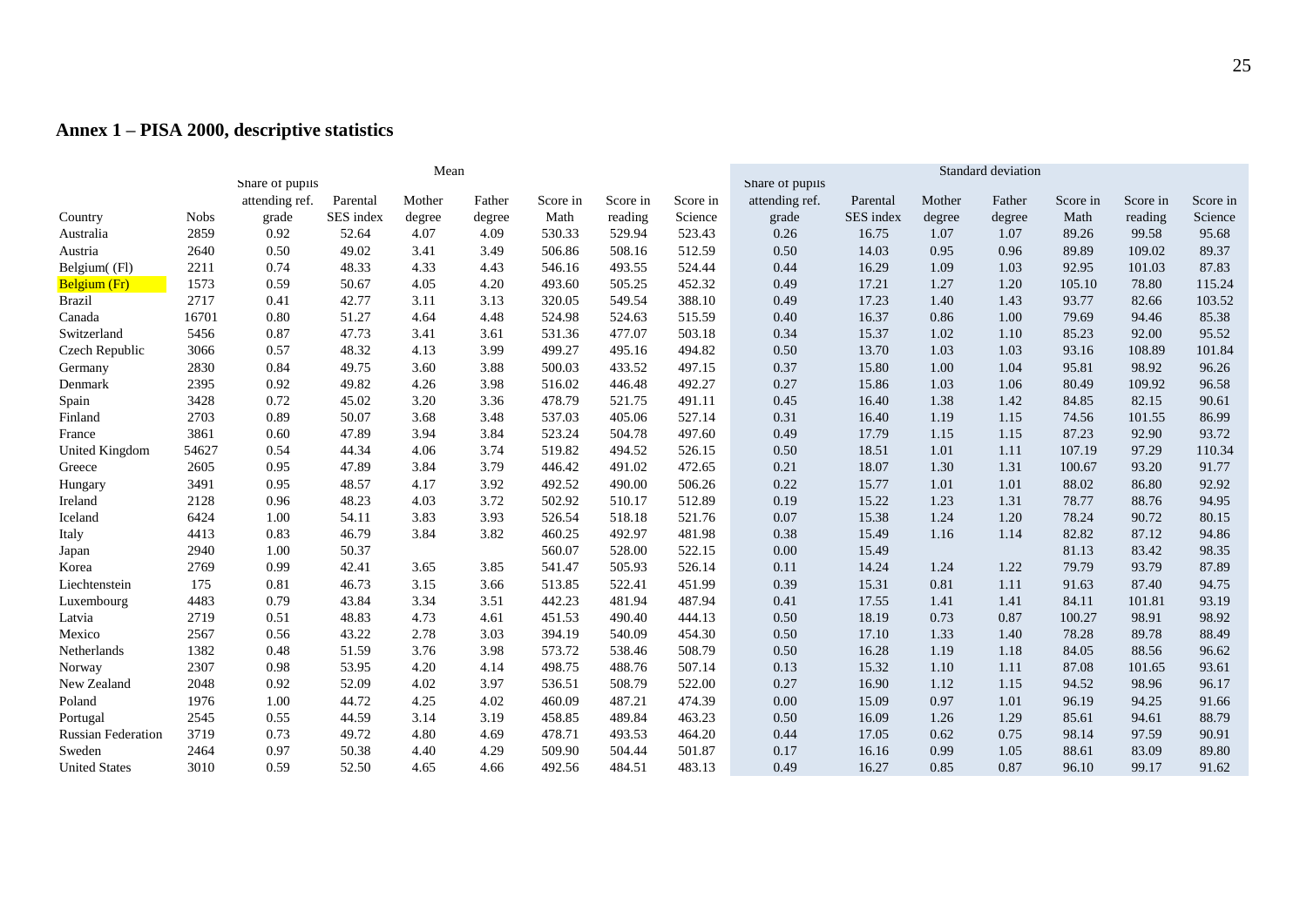## Annex 1 – PISA 2000, descriptive statistics

| | | Mean | | | | | | | Standard deviation | | | | | | |
|---|---|---|---|---|---|---|---|---|---|---|---|---|---|---|---|
| Country | Nobs | Share of pupils attending ref. grade | Parental SES index | Mother degree | Father degree | Score in Math | Score in reading | Score in Science | Share of pupils attending ref. grade | Parental SES index | Mother degree | Father degree | Score in Math | Score in reading | Score in Science |
| Australia | 2859 | 0.92 | 52.64 | 4.07 | 4.09 | 530.33 | 529.94 | 523.43 | 0.26 | 16.75 | 1.07 | 1.07 | 89.26 | 99.58 | 95.68 |
| Austria | 2640 | 0.50 | 49.02 | 3.41 | 3.49 | 506.86 | 508.16 | 512.59 | 0.50 | 14.03 | 0.95 | 0.96 | 89.89 | 109.02 | 89.37 |
| Belgium( (Fl) | 2211 | 0.74 | 48.33 | 4.33 | 4.43 | 546.16 | 493.55 | 524.44 | 0.44 | 16.29 | 1.09 | 1.03 | 92.95 | 101.03 | 87.83 |
| Belgium (Fr) | 1573 | 0.59 | 50.67 | 4.05 | 4.20 | 493.60 | 505.25 | 452.32 | 0.49 | 17.21 | 1.27 | 1.20 | 105.10 | 78.80 | 115.24 |
| Brazil | 2717 | 0.41 | 42.77 | 3.11 | 3.13 | 320.05 | 549.54 | 388.10 | 0.49 | 17.23 | 1.40 | 1.43 | 93.77 | 82.66 | 103.52 |
| Canada | 16701 | 0.80 | 51.27 | 4.64 | 4.48 | 524.98 | 524.63 | 515.59 | 0.40 | 16.37 | 0.86 | 1.00 | 79.69 | 94.46 | 85.38 |
| Switzerland | 5456 | 0.87 | 47.73 | 3.41 | 3.61 | 531.36 | 477.07 | 503.18 | 0.34 | 15.37 | 1.02 | 1.10 | 85.23 | 92.00 | 95.52 |
| Czech Republic | 3066 | 0.57 | 48.32 | 4.13 | 3.99 | 499.27 | 495.16 | 494.82 | 0.50 | 13.70 | 1.03 | 1.03 | 93.16 | 108.89 | 101.84 |
| Germany | 2830 | 0.84 | 49.75 | 3.60 | 3.88 | 500.03 | 433.52 | 497.15 | 0.37 | 15.80 | 1.00 | 1.04 | 95.81 | 98.92 | 96.26 |
| Denmark | 2395 | 0.92 | 49.82 | 4.26 | 3.98 | 516.02 | 446.48 | 492.27 | 0.27 | 15.86 | 1.03 | 1.06 | 80.49 | 109.92 | 96.58 |
| Spain | 3428 | 0.72 | 45.02 | 3.20 | 3.36 | 478.79 | 521.75 | 491.11 | 0.45 | 16.40 | 1.38 | 1.42 | 84.85 | 82.15 | 90.61 |
| Finland | 2703 | 0.89 | 50.07 | 3.68 | 3.48 | 537.03 | 405.06 | 527.14 | 0.31 | 16.40 | 1.19 | 1.15 | 74.56 | 101.55 | 86.99 |
| France | 3861 | 0.60 | 47.89 | 3.94 | 3.84 | 523.24 | 504.78 | 497.60 | 0.49 | 17.79 | 1.15 | 1.15 | 87.23 | 92.90 | 93.72 |
| United Kingdom | 54627 | 0.54 | 44.34 | 4.06 | 3.74 | 519.82 | 494.52 | 526.15 | 0.50 | 18.51 | 1.01 | 1.11 | 107.19 | 97.29 | 110.34 |
| Greece | 2605 | 0.95 | 47.89 | 3.84 | 3.79 | 446.42 | 491.02 | 472.65 | 0.21 | 18.07 | 1.30 | 1.31 | 100.67 | 93.20 | 91.77 |
| Hungary | 3491 | 0.95 | 48.57 | 4.17 | 3.92 | 492.52 | 490.00 | 506.26 | 0.22 | 15.77 | 1.01 | 1.01 | 88.02 | 86.80 | 92.92 |
| Ireland | 2128 | 0.96 | 48.23 | 4.03 | 3.72 | 502.92 | 510.17 | 512.89 | 0.19 | 15.22 | 1.23 | 1.31 | 78.77 | 88.76 | 94.95 |
| Iceland | 6424 | 1.00 | 54.11 | 3.83 | 3.93 | 526.54 | 518.18 | 521.76 | 0.07 | 15.38 | 1.24 | 1.20 | 78.24 | 90.72 | 80.15 |
| Italy | 4413 | 0.83 | 46.79 | 3.84 | 3.82 | 460.25 | 492.97 | 481.98 | 0.38 | 15.49 | 1.16 | 1.14 | 82.82 | 87.12 | 94.86 |
| Japan | 2940 | 1.00 | 50.37 | | | 560.07 | 528.00 | 522.15 | 0.00 | 15.49 | | | 81.13 | 83.42 | 98.35 |
| Korea | 2769 | 0.99 | 42.41 | 3.65 | 3.85 | 541.47 | 505.93 | 526.14 | 0.11 | 14.24 | 1.24 | 1.22 | 79.79 | 93.79 | 87.89 |
| Liechtenstein | 175 | 0.81 | 46.73 | 3.15 | 3.66 | 513.85 | 522.41 | 451.99 | 0.39 | 15.31 | 0.81 | 1.11 | 91.63 | 87.40 | 94.75 |
| Luxembourg | 4483 | 0.79 | 43.84 | 3.34 | 3.51 | 442.23 | 481.94 | 487.94 | 0.41 | 17.55 | 1.41 | 1.41 | 84.11 | 101.81 | 93.19 |
| Latvia | 2719 | 0.51 | 48.83 | 4.73 | 4.61 | 451.53 | 490.40 | 444.13 | 0.50 | 18.19 | 0.73 | 0.87 | 100.27 | 98.91 | 98.92 |
| Mexico | 2567 | 0.56 | 43.22 | 2.78 | 3.03 | 394.19 | 540.09 | 454.30 | 0.50 | 17.10 | 1.33 | 1.40 | 78.28 | 89.78 | 88.49 |
| Netherlands | 1382 | 0.48 | 51.59 | 3.76 | 3.98 | 573.72 | 538.46 | 508.79 | 0.50 | 16.28 | 1.19 | 1.18 | 84.05 | 88.56 | 96.62 |
| Norway | 2307 | 0.98 | 53.95 | 4.20 | 4.14 | 498.75 | 488.76 | 507.14 | 0.13 | 15.32 | 1.10 | 1.11 | 87.08 | 101.65 | 93.61 |
| New Zealand | 2048 | 0.92 | 52.09 | 4.02 | 3.97 | 536.51 | 508.79 | 522.00 | 0.27 | 16.90 | 1.12 | 1.15 | 94.52 | 98.96 | 96.17 |
| Poland | 1976 | 1.00 | 44.72 | 4.25 | 4.02 | 460.09 | 487.21 | 474.39 | 0.00 | 15.09 | 0.97 | 1.01 | 96.19 | 94.25 | 91.66 |
| Portugal | 2545 | 0.55 | 44.59 | 3.14 | 3.19 | 458.85 | 489.84 | 463.23 | 0.50 | 16.09 | 1.26 | 1.29 | 85.61 | 94.61 | 88.79 |
| Russian Federation | 3719 | 0.73 | 49.72 | 4.80 | 4.69 | 478.71 | 493.53 | 464.20 | 0.44 | 17.05 | 0.62 | 0.75 | 98.14 | 97.59 | 90.91 |
| Sweden | 2464 | 0.97 | 50.38 | 4.40 | 4.29 | 509.90 | 504.44 | 501.87 | 0.17 | 16.16 | 0.99 | 1.05 | 88.61 | 83.09 | 89.80 |
| United States | 3010 | 0.59 | 52.50 | 4.65 | 4.66 | 492.56 | 484.51 | 483.13 | 0.49 | 16.27 | 0.85 | 0.87 | 96.10 | 99.17 | 91.62 |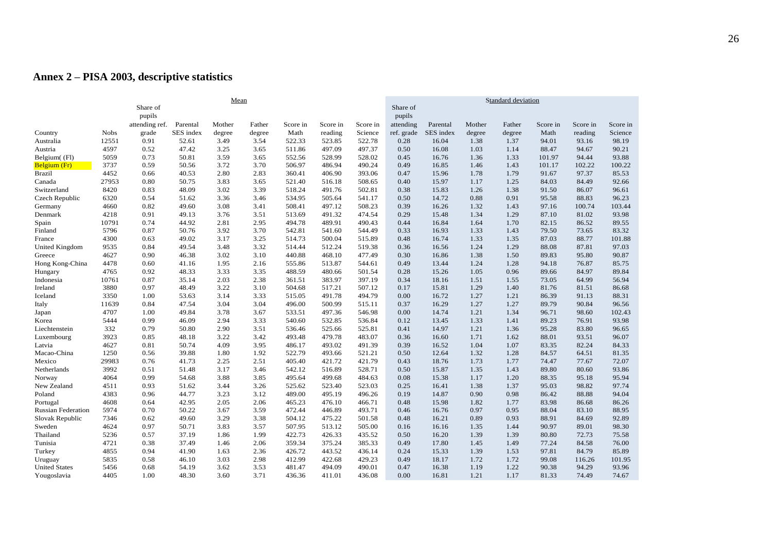## Annex 2 – PISA 2003, descriptive statistics

| | | Mean | | | | | | | | Standard deviation | | | | | | | |
|---|---|---|---|---|---|---|---|---|---|---|---|---|---|---|---|---|---|
| Country | Nobs | Share of pupils attending ref. grade | Parental SES index | Mother degree | Father degree | Score in Math | Score in reading | Score in Science | Share of pupils attending ref. grade | Parental SES index | Mother degree | Father degree | Score in Math | Score in reading | Score in Science |
| Australia | 12551 | 0.91 | 52.61 | 3.49 | 3.54 | 522.33 | 523.85 | 522.78 | 0.28 | 16.04 | 1.38 | 1.37 | 94.01 | 93.16 | 98.19 |
| Austria | 4597 | 0.52 | 47.42 | 3.25 | 3.65 | 511.86 | 497.09 | 497.37 | 0.50 | 16.08 | 1.03 | 1.14 | 88.47 | 94.67 | 90.21 |
| Belgium( (Fl) | 5059 | 0.73 | 50.81 | 3.59 | 3.65 | 552.56 | 528.99 | 528.02 | 0.45 | 16.76 | 1.36 | 1.33 | 101.97 | 94.44 | 93.88 |
| Belgium (Fr) | 3737 | 0.59 | 50.56 | 3.72 | 3.70 | 506.97 | 486.94 | 490.24 | 0.49 | 16.85 | 1.46 | 1.43 | 101.17 | 102.22 | 100.22 |
| Brazil | 4452 | 0.66 | 40.53 | 2.80 | 2.83 | 360.41 | 406.90 | 393.06 | 0.47 | 15.96 | 1.78 | 1.79 | 91.67 | 97.37 | 85.53 |
| Canada | 27953 | 0.80 | 50.75 | 3.83 | 3.65 | 521.40 | 516.18 | 508.65 | 0.40 | 15.97 | 1.17 | 1.25 | 84.03 | 84.49 | 92.66 |
| Switzerland | 8420 | 0.83 | 48.09 | 3.02 | 3.39 | 518.24 | 491.76 | 502.81 | 0.38 | 15.83 | 1.26 | 1.38 | 91.50 | 86.07 | 96.61 |
| Czech Republic | 6320 | 0.54 | 51.62 | 3.36 | 3.46 | 534.95 | 505.64 | 541.17 | 0.50 | 14.72 | 0.88 | 0.91 | 95.58 | 88.83 | 96.23 |
| Germany | 4660 | 0.82 | 49.60 | 3.08 | 3.41 | 508.41 | 497.12 | 508.23 | 0.39 | 16.26 | 1.32 | 1.43 | 97.16 | 100.74 | 103.44 |
| Denmark | 4218 | 0.91 | 49.13 | 3.76 | 3.51 | 513.69 | 491.32 | 474.54 | 0.29 | 15.48 | 1.34 | 1.29 | 87.10 | 81.02 | 93.98 |
| Spain | 10791 | 0.74 | 44.92 | 2.81 | 2.95 | 494.78 | 489.91 | 490.43 | 0.44 | 16.84 | 1.64 | 1.70 | 82.15 | 86.52 | 89.55 |
| Finland | 5796 | 0.87 | 50.76 | 3.92 | 3.70 | 542.81 | 541.60 | 544.49 | 0.33 | 16.93 | 1.33 | 1.43 | 79.50 | 73.65 | 83.32 |
| France | 4300 | 0.63 | 49.02 | 3.17 | 3.25 | 514.73 | 500.04 | 515.89 | 0.48 | 16.74 | 1.33 | 1.35 | 87.03 | 88.77 | 101.88 |
| United Kingdom | 9535 | 0.84 | 49.54 | 3.48 | 3.32 | 514.44 | 512.24 | 519.38 | 0.36 | 16.56 | 1.24 | 1.29 | 88.08 | 87.81 | 97.03 |
| Greece | 4627 | 0.90 | 46.38 | 3.02 | 3.10 | 440.88 | 468.10 | 477.49 | 0.30 | 16.86 | 1.38 | 1.50 | 89.83 | 95.80 | 90.87 |
| Hong Kong-China | 4478 | 0.60 | 41.16 | 1.95 | 2.16 | 555.86 | 513.87 | 544.61 | 0.49 | 13.44 | 1.24 | 1.28 | 94.18 | 76.87 | 85.75 |
| Hungary | 4765 | 0.92 | 48.33 | 3.33 | 3.35 | 488.59 | 480.66 | 501.54 | 0.28 | 15.26 | 1.05 | 0.96 | 89.66 | 84.97 | 89.84 |
| Indonesia | 10761 | 0.87 | 35.14 | 2.03 | 2.38 | 361.51 | 383.97 | 397.19 | 0.34 | 18.16 | 1.51 | 1.55 | 73.05 | 64.99 | 56.94 |
| Ireland | 3880 | 0.97 | 48.49 | 3.22 | 3.10 | 504.68 | 517.21 | 507.12 | 0.17 | 15.81 | 1.29 | 1.40 | 81.76 | 81.51 | 86.68 |
| Iceland | 3350 | 1.00 | 53.63 | 3.14 | 3.33 | 515.05 | 491.78 | 494.79 | 0.00 | 16.72 | 1.27 | 1.21 | 86.39 | 91.13 | 88.31 |
| Italy | 11639 | 0.84 | 47.54 | 3.04 | 3.04 | 496.00 | 500.99 | 515.11 | 0.37 | 16.29 | 1.27 | 1.27 | 89.79 | 90.84 | 96.56 |
| Japan | 4707 | 1.00 | 49.84 | 3.78 | 3.67 | 533.51 | 497.36 | 546.98 | 0.00 | 14.74 | 1.21 | 1.34 | 96.71 | 98.60 | 102.43 |
| Korea | 5444 | 0.99 | 46.09 | 2.94 | 3.33 | 540.60 | 532.85 | 536.84 | 0.12 | 13.45 | 1.33 | 1.41 | 89.23 | 76.91 | 93.98 |
| Liechtenstein | 332 | 0.79 | 50.80 | 2.90 | 3.51 | 536.46 | 525.66 | 525.81 | 0.41 | 14.97 | 1.21 | 1.36 | 95.28 | 83.80 | 96.65 |
| Luxembourg | 3923 | 0.85 | 48.18 | 3.22 | 3.42 | 493.48 | 479.78 | 483.07 | 0.36 | 16.60 | 1.71 | 1.62 | 88.01 | 93.51 | 96.07 |
| Latvia | 4627 | 0.81 | 50.74 | 4.09 | 3.95 | 486.17 | 493.02 | 491.39 | 0.39 | 16.52 | 1.04 | 1.07 | 83.35 | 82.24 | 84.33 |
| Macao-China | 1250 | 0.56 | 39.88 | 1.80 | 1.92 | 522.79 | 493.66 | 521.21 | 0.50 | 12.64 | 1.32 | 1.28 | 84.57 | 64.51 | 81.35 |
| Mexico | 29983 | 0.76 | 41.73 | 2.25 | 2.51 | 405.40 | 421.72 | 421.79 | 0.43 | 18.76 | 1.73 | 1.77 | 74.47 | 77.67 | 72.07 |
| Netherlands | 3992 | 0.51 | 51.48 | 3.17 | 3.46 | 542.12 | 516.89 | 528.71 | 0.50 | 15.87 | 1.35 | 1.43 | 89.80 | 80.60 | 93.86 |
| Norway | 4064 | 0.99 | 54.68 | 3.88 | 3.85 | 495.64 | 499.68 | 484.63 | 0.08 | 15.38 | 1.17 | 1.20 | 88.35 | 95.18 | 95.94 |
| New Zealand | 4511 | 0.93 | 51.62 | 3.44 | 3.26 | 525.62 | 523.40 | 523.03 | 0.25 | 16.41 | 1.38 | 1.37 | 95.03 | 98.82 | 97.74 |
| Poland | 4383 | 0.96 | 44.77 | 3.23 | 3.12 | 489.00 | 495.19 | 496.26 | 0.19 | 14.87 | 0.90 | 0.98 | 86.42 | 88.88 | 94.04 |
| Portugal | 4608 | 0.64 | 42.95 | 2.05 | 2.06 | 465.23 | 476.10 | 466.71 | 0.48 | 15.98 | 1.82 | 1.77 | 83.98 | 86.68 | 86.26 |
| Russian Federation | 5974 | 0.70 | 50.22 | 3.67 | 3.59 | 472.44 | 446.89 | 493.71 | 0.46 | 16.76 | 0.97 | 0.95 | 88.04 | 83.10 | 88.95 |
| Slovak Republic | 7346 | 0.62 | 49.60 | 3.29 | 3.38 | 504.12 | 475.22 | 501.58 | 0.48 | 16.21 | 0.89 | 0.93 | 88.91 | 84.69 | 92.89 |
| Sweden | 4624 | 0.97 | 50.71 | 3.83 | 3.57 | 507.95 | 513.12 | 505.00 | 0.16 | 16.16 | 1.35 | 1.44 | 90.97 | 89.01 | 98.30 |
| Thailand | 5236 | 0.57 | 37.19 | 1.86 | 1.99 | 422.73 | 426.33 | 435.52 | 0.50 | 16.20 | 1.39 | 1.39 | 80.80 | 72.73 | 75.58 |
| Tunisia | 4721 | 0.38 | 37.49 | 1.46 | 2.06 | 359.34 | 375.24 | 385.33 | 0.49 | 17.80 | 1.45 | 1.49 | 77.24 | 84.58 | 76.00 |
| Turkey | 4855 | 0.94 | 41.90 | 1.63 | 2.36 | 426.72 | 443.52 | 436.14 | 0.24 | 15.33 | 1.39 | 1.53 | 97.81 | 84.79 | 85.89 |
| Uruguay | 5835 | 0.58 | 46.10 | 3.03 | 2.98 | 412.99 | 422.68 | 429.23 | 0.49 | 18.17 | 1.72 | 1.72 | 99.08 | 116.26 | 101.95 |
| United States | 5456 | 0.68 | 54.19 | 3.62 | 3.53 | 481.47 | 494.09 | 490.01 | 0.47 | 16.38 | 1.19 | 1.22 | 90.38 | 94.29 | 93.96 |
| Yougoslavia | 4405 | 1.00 | 48.30 | 3.60 | 3.71 | 436.36 | 411.01 | 436.08 | 0.00 | 16.81 | 1.21 | 1.17 | 81.33 | 74.49 | 74.67 |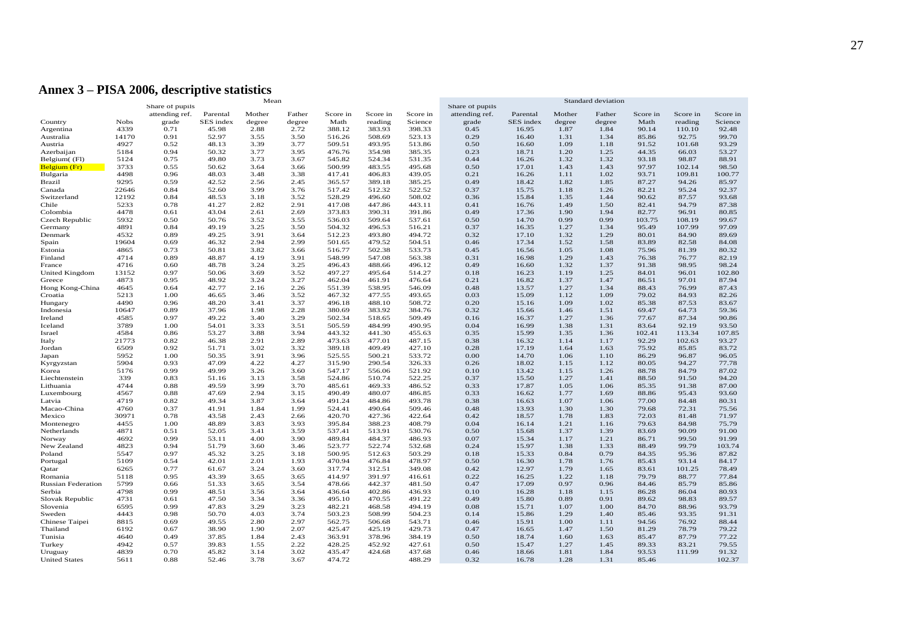## Annex 3 – PISA 2006, descriptive statistics

| | | Mean | | | | | | | | Standard deviation | | | | | | | |
|---|---|---|---|---|---|---|---|---|---|---|---|---|---|---|---|---|---|
| Country | Nobs | Share of pupils attending ref. grade | Parental SES index | Mother degree | Father degree | Score in Math | Score in reading | Score in Science | Share of pupils attending ref. grade | Parental SES index | Mother degree | Father degree | Score in Math | Score in reading | Score in Science |
| Argentina | 4339 | 0.71 | 45.98 | 2.88 | 2.72 | 388.12 | 383.93 | 398.33 | 0.45 | 16.95 | 1.87 | 1.84 | 90.14 | 110.10 | 92.48 |
| Australia | 14170 | 0.91 | 52.97 | 3.55 | 3.50 | 516.26 | 508.69 | 523.13 | 0.29 | 16.40 | 1.31 | 1.34 | 85.86 | 92.75 | 99.70 |
| Austria | 4927 | 0.52 | 48.13 | 3.39 | 3.77 | 509.51 | 493.95 | 513.86 | 0.50 | 16.60 | 1.09 | 1.18 | 91.52 | 101.68 | 93.29 |
| Azerbaijan | 5184 | 0.94 | 50.32 | 3.77 | 3.95 | 476.76 | 354.98 | 385.35 | 0.23 | 18.71 | 1.20 | 1.25 | 44.35 | 66.03 | 53.27 |
| Belgium( (Fl) | 5124 | 0.75 | 49.80 | 3.73 | 3.67 | 545.82 | 524.34 | 531.35 | 0.44 | 16.26 | 1.32 | 1.32 | 93.18 | 98.87 | 88.91 |
| Belgium (Fr) | 3733 | 0.55 | 50.62 | 3.64 | 3.66 | 500.99 | 483.55 | 495.68 | 0.50 | 17.01 | 1.43 | 1.43 | 97.97 | 102.14 | 98.50 |
| Bulgaria | 4498 | 0.96 | 48.03 | 3.48 | 3.38 | 417.41 | 406.83 | 439.05 | 0.21 | 16.26 | 1.11 | 1.02 | 93.71 | 109.81 | 100.77 |
| Brazil | 9295 | 0.59 | 42.52 | 2.56 | 2.45 | 365.57 | 389.18 | 385.25 | 0.49 | 18.42 | 1.82 | 1.85 | 87.27 | 94.26 | 85.97 |
| Canada | 22646 | 0.84 | 52.60 | 3.99 | 3.76 | 517.42 | 512.32 | 522.52 | 0.37 | 15.75 | 1.18 | 1.26 | 82.21 | 95.24 | 92.37 |
| Switzerland | 12192 | 0.84 | 48.53 | 3.18 | 3.52 | 528.29 | 496.60 | 508.02 | 0.36 | 15.84 | 1.35 | 1.44 | 90.62 | 87.57 | 93.68 |
| Chile | 5233 | 0.78 | 41.27 | 2.82 | 2.91 | 417.08 | 447.86 | 443.11 | 0.41 | 16.76 | 1.49 | 1.50 | 82.41 | 94.79 | 87.38 |
| Colombia | 4478 | 0.61 | 43.04 | 2.61 | 2.69 | 373.83 | 390.31 | 391.86 | 0.49 | 17.36 | 1.90 | 1.94 | 82.77 | 96.91 | 80.85 |
| Czech Republic | 5932 | 0.50 | 50.76 | 3.52 | 3.55 | 536.03 | 509.64 | 537.61 | 0.50 | 14.70 | 0.99 | 0.99 | 103.75 | 108.19 | 99.67 |
| Germany | 4891 | 0.84 | 49.19 | 3.25 | 3.50 | 504.32 | 496.53 | 516.21 | 0.37 | 16.35 | 1.27 | 1.34 | 95.49 | 107.99 | 97.09 |
| Denmark | 4532 | 0.89 | 49.25 | 3.91 | 3.64 | 512.23 | 493.80 | 494.72 | 0.32 | 17.10 | 1.32 | 1.29 | 80.01 | 84.90 | 89.69 |
| Spain | 19604 | 0.69 | 46.32 | 2.94 | 2.99 | 501.65 | 479.52 | 504.51 | 0.46 | 17.34 | 1.52 | 1.58 | 83.89 | 82.58 | 84.08 |
| Estonia | 4865 | 0.73 | 50.81 | 3.82 | 3.66 | 516.77 | 502.38 | 533.73 | 0.45 | 16.56 | 1.05 | 1.08 | 75.96 | 81.39 | 80.32 |
| Finland | 4714 | 0.89 | 48.87 | 4.19 | 3.91 | 548.99 | 547.08 | 563.38 | 0.31 | 16.98 | 1.29 | 1.43 | 76.38 | 76.77 | 82.19 |
| France | 4716 | 0.60 | 48.78 | 3.24 | 3.25 | 496.43 | 488.66 | 496.12 | 0.49 | 16.60 | 1.32 | 1.37 | 91.38 | 98.95 | 98.24 |
| United Kingdom | 13152 | 0.97 | 50.06 | 3.69 | 3.52 | 497.27 | 495.64 | 514.27 | 0.18 | 16.23 | 1.19 | 1.25 | 84.01 | 96.01 | 102.80 |
| Greece | 4873 | 0.95 | 48.92 | 3.24 | 3.27 | 462.04 | 461.91 | 476.64 | 0.21 | 16.82 | 1.37 | 1.47 | 86.51 | 97.01 | 87.94 |
| Hong Kong-China | 4645 | 0.64 | 42.77 | 2.16 | 2.26 | 551.39 | 538.95 | 546.09 | 0.48 | 13.57 | 1.27 | 1.34 | 88.43 | 76.99 | 87.43 |
| Croatia | 5213 | 1.00 | 46.65 | 3.46 | 3.52 | 467.32 | 477.55 | 493.65 | 0.03 | 15.09 | 1.12 | 1.09 | 79.02 | 84.93 | 82.26 |
| Hungary | 4490 | 0.96 | 48.20 | 3.41 | 3.37 | 496.18 | 488.10 | 508.72 | 0.20 | 15.16 | 1.09 | 1.02 | 85.38 | 87.53 | 83.67 |
| Indonesia | 10647 | 0.89 | 37.96 | 1.98 | 2.28 | 380.69 | 383.92 | 384.76 | 0.32 | 15.66 | 1.46 | 1.51 | 69.47 | 64.73 | 59.36 |
| Ireland | 4585 | 0.97 | 49.22 | 3.40 | 3.29 | 502.34 | 518.65 | 509.49 | 0.16 | 16.37 | 1.27 | 1.36 | 77.67 | 87.34 | 90.86 |
| Iceland | 3789 | 1.00 | 54.01 | 3.33 | 3.51 | 505.59 | 484.99 | 490.95 | 0.04 | 16.99 | 1.38 | 1.31 | 83.64 | 92.19 | 93.50 |
| Israel | 4584 | 0.86 | 53.27 | 3.88 | 3.94 | 443.32 | 441.30 | 455.63 | 0.35 | 15.99 | 1.35 | 1.36 | 102.41 | 113.34 | 107.85 |
| Italy | 21773 | 0.82 | 46.38 | 2.91 | 2.89 | 473.63 | 477.01 | 487.15 | 0.38 | 16.32 | 1.14 | 1.17 | 92.29 | 102.63 | 93.27 |
| Jordan | 6509 | 0.92 | 51.71 | 3.02 | 3.32 | 389.18 | 409.49 | 427.10 | 0.28 | 17.19 | 1.64 | 1.63 | 75.92 | 85.85 | 83.72 |
| Japan | 5952 | 1.00 | 50.35 | 3.91 | 3.96 | 525.55 | 500.21 | 533.72 | 0.00 | 14.70 | 1.06 | 1.10 | 86.29 | 96.87 | 96.05 |
| Kyrgyzstan | 5904 | 0.93 | 47.09 | 4.22 | 4.27 | 315.90 | 290.54 | 326.33 | 0.26 | 18.02 | 1.15 | 1.12 | 80.05 | 94.27 | 77.78 |
| Korea | 5176 | 0.99 | 49.99 | 3.26 | 3.60 | 547.17 | 556.06 | 521.92 | 0.10 | 13.42 | 1.15 | 1.26 | 88.78 | 84.79 | 87.02 |
| Liechtenstein | 339 | 0.83 | 51.16 | 3.13 | 3.58 | 524.86 | 510.74 | 522.25 | 0.37 | 15.50 | 1.27 | 1.41 | 88.50 | 91.50 | 94.20 |
| Lithuania | 4744 | 0.88 | 49.59 | 3.99 | 3.70 | 485.61 | 469.33 | 486.52 | 0.33 | 17.87 | 1.05 | 1.06 | 85.35 | 91.38 | 87.00 |
| Luxembourg | 4567 | 0.88 | 47.69 | 2.94 | 3.15 | 490.49 | 480.07 | 486.85 | 0.33 | 16.62 | 1.77 | 1.69 | 88.86 | 95.43 | 93.60 |
| Latvia | 4719 | 0.82 | 49.34 | 3.87 | 3.64 | 491.24 | 484.86 | 493.78 | 0.38 | 16.63 | 1.07 | 1.06 | 77.00 | 84.48 | 80.31 |
| Macao-China | 4760 | 0.37 | 41.91 | 1.84 | 1.99 | 524.41 | 490.64 | 509.46 | 0.48 | 13.93 | 1.30 | 1.30 | 79.68 | 72.31 | 75.56 |
| Mexico | 30971 | 0.78 | 43.58 | 2.43 | 2.66 | 420.70 | 427.36 | 422.64 | 0.42 | 18.57 | 1.78 | 1.83 | 72.03 | 81.48 | 71.97 |
| Montenegro | 4455 | 1.00 | 48.89 | 3.83 | 3.93 | 395.84 | 388.23 | 408.79 | 0.04 | 16.14 | 1.21 | 1.16 | 79.63 | 84.98 | 75.79 |
| Netherlands | 4871 | 0.51 | 52.05 | 3.41 | 3.59 | 537.41 | 513.91 | 530.76 | 0.50 | 15.68 | 1.37 | 1.39 | 83.69 | 90.09 | 91.00 |
| Norway | 4692 | 0.99 | 53.11 | 4.00 | 3.90 | 489.84 | 484.37 | 486.93 | 0.07 | 15.34 | 1.17 | 1.21 | 86.71 | 99.50 | 91.99 |
| New Zealand | 4823 | 0.94 | 51.79 | 3.60 | 3.46 | 523.77 | 522.74 | 532.68 | 0.24 | 15.97 | 1.38 | 1.33 | 88.49 | 99.79 | 103.74 |
| Poland | 5547 | 0.97 | 45.32 | 3.25 | 3.18 | 500.95 | 512.63 | 503.29 | 0.18 | 15.33 | 0.84 | 0.79 | 84.35 | 95.36 | 87.82 |
| Portugal | 5109 | 0.54 | 42.01 | 2.01 | 1.93 | 470.94 | 476.84 | 478.97 | 0.50 | 16.30 | 1.78 | 1.76 | 85.43 | 93.14 | 84.17 |
| Qatar | 6265 | 0.77 | 61.67 | 3.24 | 3.60 | 317.74 | 312.51 | 349.08 | 0.42 | 12.97 | 1.79 | 1.65 | 83.61 | 101.25 | 78.49 |
| Romania | 5118 | 0.95 | 43.39 | 3.65 | 3.65 | 414.97 | 391.97 | 416.61 | 0.22 | 16.25 | 1.22 | 1.18 | 79.79 | 88.77 | 77.84 |
| Russian Federation | 5799 | 0.66 | 51.33 | 3.65 | 3.54 | 478.66 | 442.37 | 481.50 | 0.47 | 17.09 | 0.97 | 0.96 | 84.46 | 85.79 | 85.86 |
| Serbia | 4798 | 0.99 | 48.51 | 3.56 | 3.64 | 436.64 | 402.86 | 436.93 | 0.10 | 16.28 | 1.18 | 1.15 | 86.28 | 86.04 | 80.93 |
| Slovak Republic | 4731 | 0.61 | 47.50 | 3.34 | 3.36 | 495.10 | 470.55 | 491.22 | 0.49 | 15.80 | 0.89 | 0.91 | 89.62 | 98.83 | 89.57 |
| Slovenia | 6595 | 0.99 | 47.83 | 3.29 | 3.23 | 482.21 | 468.58 | 494.19 | 0.08 | 15.71 | 1.07 | 1.00 | 84.70 | 88.96 | 93.79 |
| Sweden | 4443 | 0.98 | 50.70 | 4.03 | 3.74 | 503.23 | 508.99 | 504.23 | 0.14 | 15.86 | 1.29 | 1.40 | 85.46 | 93.35 | 91.31 |
| Chinese Taipei | 8815 | 0.69 | 49.55 | 2.80 | 2.97 | 562.75 | 506.68 | 543.71 | 0.46 | 15.91 | 1.00 | 1.11 | 94.56 | 76.92 | 88.44 |
| Thailand | 6192 | 0.67 | 38.90 | 1.90 | 2.07 | 425.47 | 425.19 | 429.73 | 0.47 | 16.65 | 1.47 | 1.50 | 81.29 | 78.79 | 79.22 |
| Tunisia | 4640 | 0.49 | 37.85 | 1.84 | 2.43 | 363.91 | 378.96 | 384.19 | 0.50 | 18.74 | 1.60 | 1.63 | 85.47 | 87.79 | 77.22 |
| Turkey | 4942 | 0.57 | 39.83 | 1.55 | 2.22 | 428.25 | 452.92 | 427.61 | 0.50 | 15.47 | 1.27 | 1.45 | 89.33 | 83.21 | 79.55 |
| Uruguay | 4839 | 0.70 | 45.82 | 3.14 | 3.02 | 435.47 | 424.68 | 437.68 | 0.46 | 18.66 | 1.81 | 1.84 | 93.53 | 111.99 | 91.32 |
| United States | 5611 | 0.88 | 52.46 | 3.78 | 3.67 | 474.72 | | 488.29 | 0.32 | 16.78 | 1.28 | 1.31 | 85.46 | | 102.37 |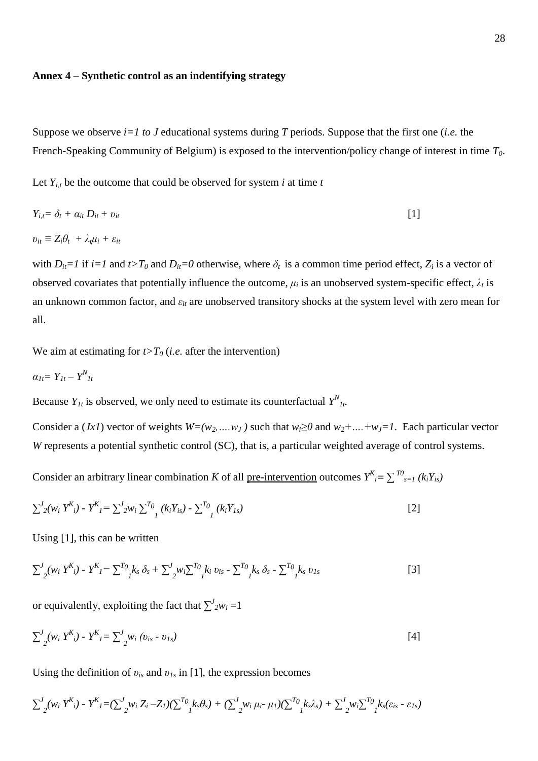**Annex 4 – Synthetic control as an indentifying strategy**

Suppose we observe $i=1$ *to* $J$ educational systems during $T$ periods. Suppose that the first one (*i.e.* the French-Speaking Community of Belgium) is exposed to the intervention/policy change of interest in time $T_0$.

Let $Y_{i,t}$ be the outcome that could be observed for system $i$ at time $t$

$$Y_{i,t}= \delta_t + \alpha_{it} D_{it} + \upsilon_{it} \qquad [1]$$

$$\upsilon_{it} \equiv Z_i\theta_t + \lambda_t\mu_i + \varepsilon_{it}$$

with $D_{it}=1$ if $i=1$ and $t>T_0$ and $D_{it}=0$ otherwise, where $\delta_t$ is a common time period effect, $Z_i$ is a vector of observed covariates that potentially influence the outcome, $\mu_i$ is an unobserved system-specific effect, $\lambda_t$ is an unknown common factor, and $\varepsilon_{it}$ are unobserved transitory shocks at the system level with zero mean for all.

We aim at estimating for $t>T_0$ (*i.e.* after the intervention)

$$\alpha_{1t}= Y_{1t} – Y^N_{1t}$$

Because $Y_{1t}$ is observed, we only need to estimate its counterfactual $Y^N_{1t}$.

Consider a ($Jx1$) vector of weights $W=(w_2, \ldots, w_J)$ such that $w_i\geq 0$ and $w_2+\ldots+w_J=1$. Each particular vector $W$ represents a potential synthetic control (SC), that is, a particular weighted average of control systems.

Consider an arbitrary linear combination $K$ of all pre-intervention outcomes $Y^K_i \equiv \sum^{T0}_{s=1} (k_iY_{is})$

$$\sum^J_2(w_i\, Y^K_i) - Y^K_1= \sum^J_2 w_i \sum^{T0}_1 (k_iY_{is}) - \sum^{T0}_1 (k_iY_{1s}) \qquad [2]$$

Using [1], this can be written

$$\sum^J_2(w_i\, Y^K_i) - Y^K_1= \sum^{T0}_1 k_s\, \delta_s + \sum^J_2 w_i\sum^{T0}_1 k_i\, \upsilon_{is} - \sum^{T0}_1 k_s\, \delta_s - \sum^{T0}_1 k_s\, \upsilon_{1s} \qquad [3]$$

or equivalently, exploiting the fact that $\sum^J_2 w_i =1$

$$\sum^J_2(w_i\, Y^K_i) - Y^K_1= \sum^J_2 w_i\, (\upsilon_{is} - \upsilon_{1s}) \qquad [4]$$

Using the definition of $\upsilon_{is}$ and $\upsilon_{1s}$ in [1], the expression becomes

$$\sum^J_2(w_i\, Y^K_i) - Y^K_1=(\sum^J_2 w_i\, Z_i – Z_1)(\sum^{T0}_1 k_s\theta_s) + (\sum^J_2 w_i\, \mu_i - \mu_1)(\sum^{T0}_1 k_s\lambda_s) + \sum^J_2 w_i\sum^{T0}_1 k_s(\varepsilon_{is} - \varepsilon_{1s})$$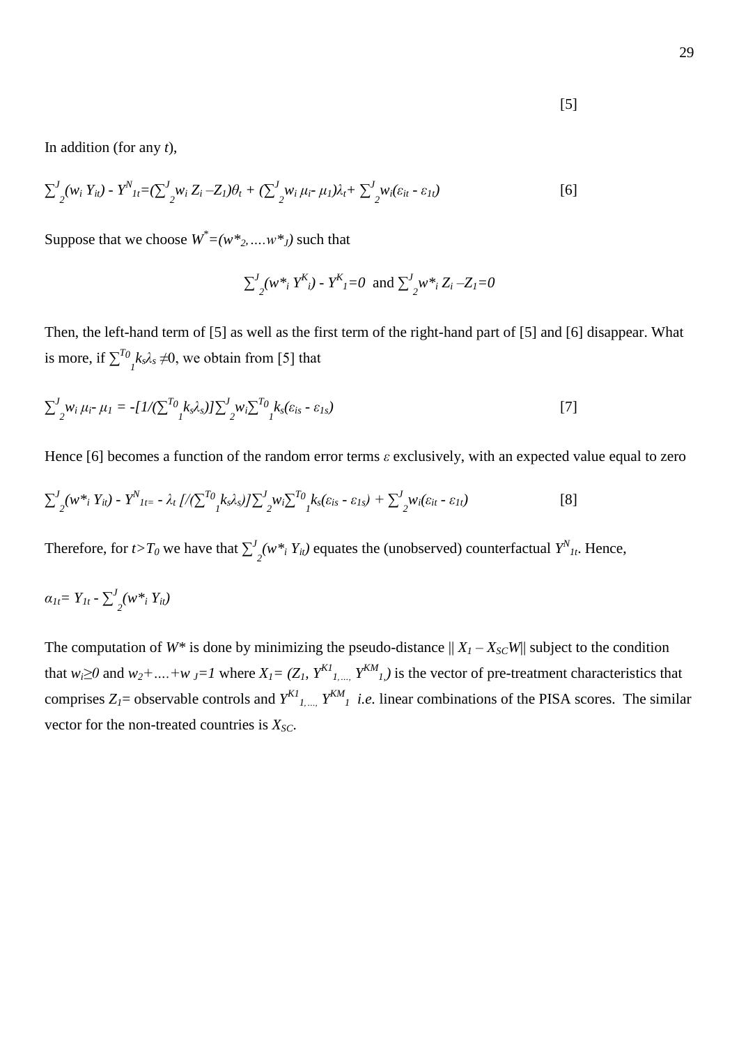[5]

In addition (for any $t$),

$$\sum_{2}^{J}(w_i Y_{it}) - Y^N_{1t} = (\sum_{2}^{J} w_i Z_i - Z_1)\theta_t + (\sum_{2}^{J} w_i \mu_i - \mu_1)\lambda_t + \sum_{2}^{J} w_i(\varepsilon_{it} - \varepsilon_{1t}) \quad [6]$$

Suppose that we choose $W^* = (w^*_2, \ldots w^*_J)$ such that

$$\sum_{2}^{J}(w^*_i Y^K_i) - Y^K_1 = 0 \text{ and } \sum_{2}^{J} w^*_i Z_i - Z_1 = 0$$

Then, the left-hand term of [5] as well as the first term of the right-hand part of [5] and [6] disappear. What is more, if $\sum_{1}^{T_0} k_s \lambda_s \neq 0$, we obtain from [5] that

$$\sum_{2}^{J} w_i \mu_i - \mu_1 = -[1/(\sum_{1}^{T_0} k_s \lambda_s)] \sum_{2}^{J} w_i \sum_{1}^{T_0} k_s(\varepsilon_{is} - \varepsilon_{1s}) \quad [7]$$

Hence [6] becomes a function of the random error terms $\varepsilon$ exclusively, with an expected value equal to zero

$$\sum_{2}^{J}(w^*_i Y_{it}) - Y^N_{1t} = -\lambda_t [/(\sum_{1}^{T_0} k_s \lambda_s)] \sum_{2}^{J} w_i \sum_{1}^{T_0} k_s(\varepsilon_{is} - \varepsilon_{1s}) + \sum_{2}^{J} w_i(\varepsilon_{it} - \varepsilon_{1t}) \quad [8]$$

Therefore, for $t > T_0$ we have that $\sum_{2}^{J}(w^*_i Y_{it})$ equates the (unobserved) counterfactual $Y^N_{1t}$. Hence,

$$\alpha_{1t} = Y_{1t} - \sum_{2}^{J}(w^*_i Y_{it})$$

The computation of $W^*$ is done by minimizing the pseudo-distance $\| X_1 - X_{SC}W \|$ subject to the condition that $w_i \geq 0$ and $w_2 + \ldots + w_J = 1$ where $X_1 = (Z_1, Y^{K1}_{1,\ldots,} Y^{KM}_{1})$ is the vector of pre-treatment characteristics that comprises $Z_1$= observable controls and $Y^{K1}_{1,\ldots,} Y^{KM}_1$ *i.e.* linear combinations of the PISA scores. The similar vector for the non-treated countries is $X_{SC}$.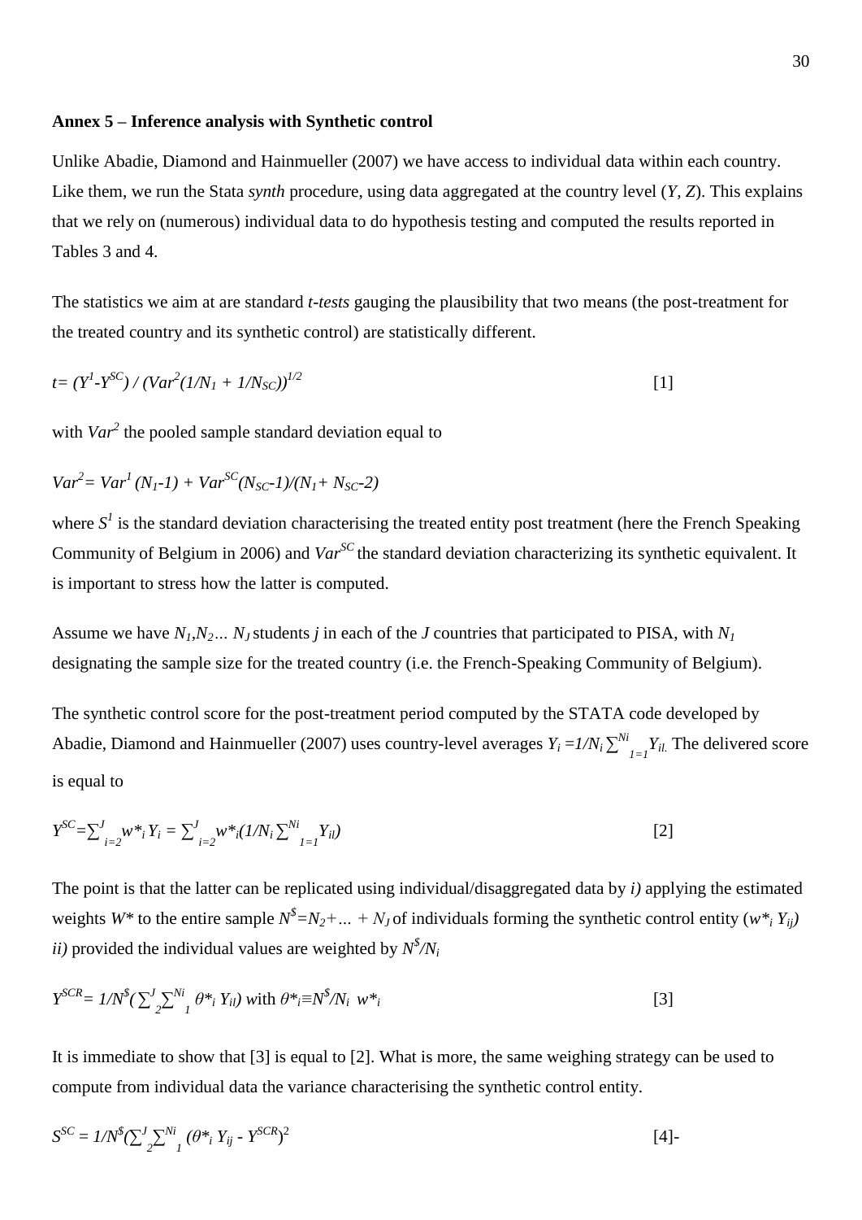### Annex 5 – Inference analysis with Synthetic control

Unlike Abadie, Diamond and Hainmueller (2007) we have access to individual data within each country. Like them, we run the Stata *synth* procedure, using data aggregated at the country level ($Y, Z$). This explains that we rely on (numerous) individual data to do hypothesis testing and computed the results reported in Tables 3 and 4.

The statistics we aim at are standard *t-tests* gauging the plausibility that two means (the post-treatment for the treated country and its synthetic control) are statistically different.

$$t= (Y^1-Y^{SC}) / (Var^2(1/N_1 + 1/N_{SC}))^{1/2} \quad [1]$$

with $Var^2$ the pooled sample standard deviation equal to

$$Var^2= Var^1 (N_1-1) + Var^{SC}(N_{SC}-1)/(N_1+ N_{SC}-2)$$

where $S^1$ is the standard deviation characterising the treated entity post treatment (here the French Speaking Community of Belgium in 2006) and $Var^{SC}$ the standard deviation characterizing its synthetic equivalent. It is important to stress how the latter is computed.

Assume we have $N_1,N_2... N_J$ students $j$ in each of the $J$ countries that participated to PISA, with $N_1$ designating the sample size for the treated country (i.e. the French-Speaking Community of Belgium).

The synthetic control score for the post-treatment period computed by the STATA code developed by Abadie, Diamond and Hainmueller (2007) uses country-level averages $Y_i =1/N_i \sum^{Ni}_{1=1} Y_{il.}$ The delivered score is equal to

$$Y^{SC}=\sum^{J}_{i=2} w^*_i Y_i = \sum^{J}_{i=2} w^*_i(1/N_i \sum^{Ni}_{1=1} Y_{il}) \quad [2]$$

The point is that the latter can be replicated using individual/disaggregated data by *i)* applying the estimated weights $W^*$ to the entire sample $N^{\$}=N_2+... + N_J$ of individuals forming the synthetic control entity ($w^*_i Y_{ij}$) *ii)* provided the individual values are weighted by $N^{\$}/N_i$

$$Y^{SCR}= 1/N^{\$}(\sum^{J}_{2}\sum^{Ni}_{1} \theta^*_i Y_{il}) \text{ with } \theta^*_i \equiv N^{\$}/N_i \ w^*_i \quad [3]$$

It is immediate to show that [3] is equal to [2]. What is more, the same weighing strategy can be used to compute from individual data the variance characterising the synthetic control entity.

$$S^{SC} = 1/N^{\$}(\sum^{J}_{2}\sum^{Ni}_{1} (\theta^*_i Y_{ij} - Y^{SCR})^2 \quad [4]-$$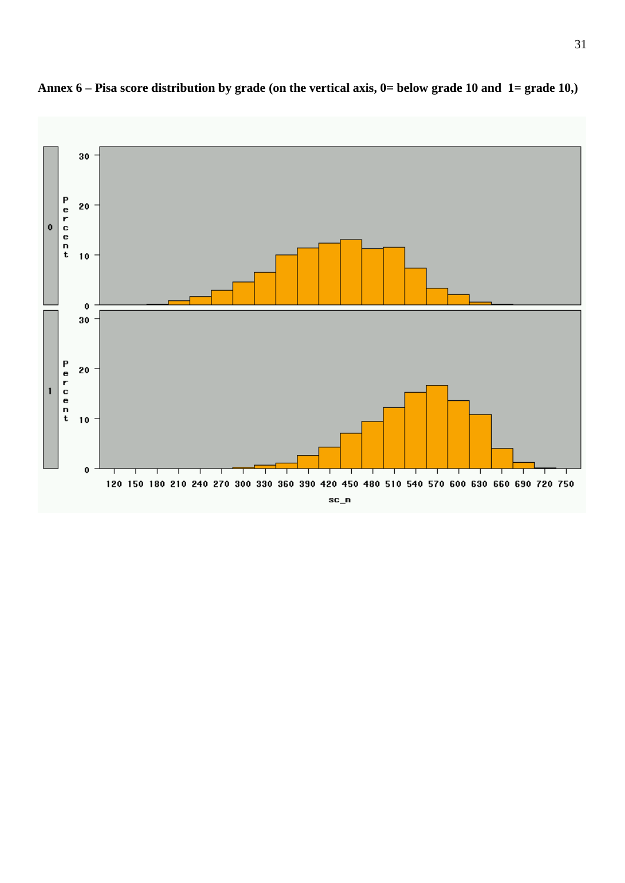**Annex 6 – Pisa score distribution by grade (on the vertical axis, 0= below grade 10 and 1= grade 10,)**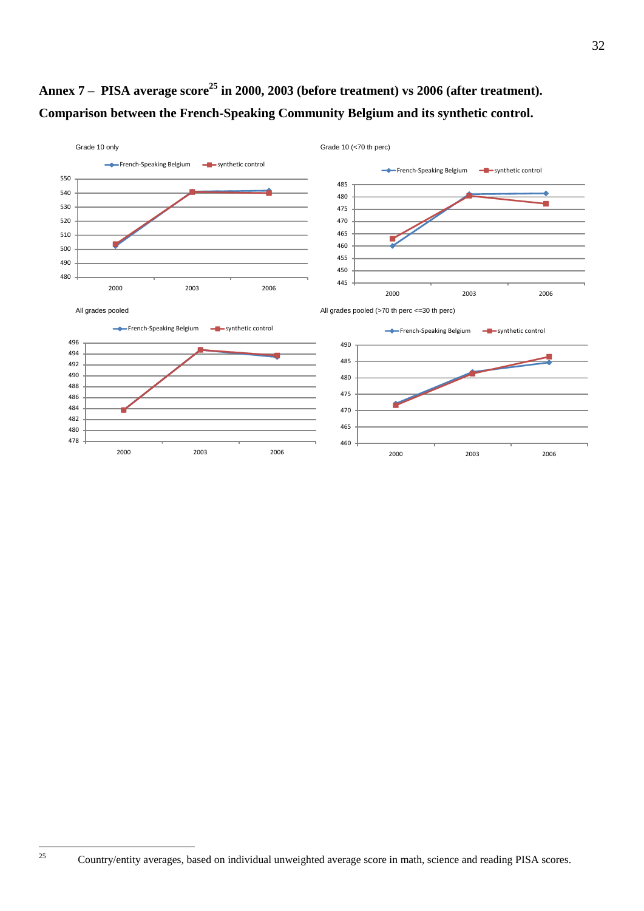**Annex 7 – PISA average score[25] in 2000, 2003 (before treatment) vs 2006 (after treatment). Comparison between the French-Speaking Community Belgium and its synthetic control.**

Grade 10 only

Grade 10 (<70 th perc)

All grades pooled

All grades pooled (>70 th perc <=30 th perc)

[25] Country/entity averages, based on individual unweighted average score in math, science and reading PISA scores.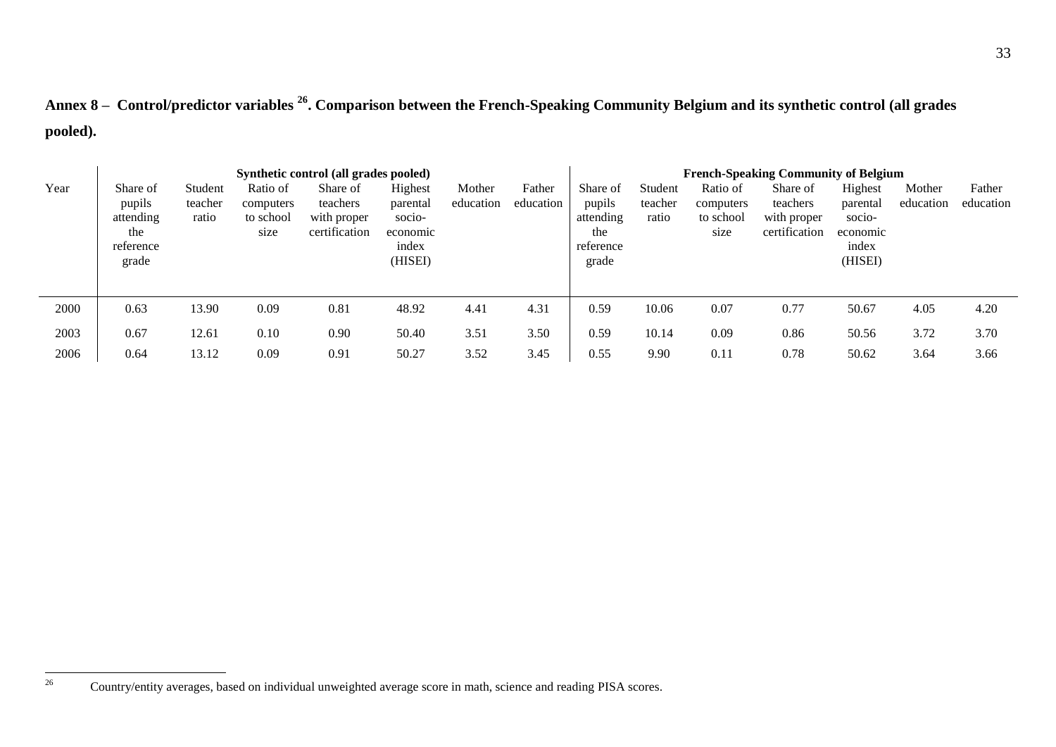**Annex 8 – Control/predictor variables [26]. Comparison between the French-Speaking Community Belgium and its synthetic control (all grades pooled).**

| Year | Synthetic control (all grades pooled) | | | | | | | French-Speaking Community of Belgium | | | | | | |
|---|---|---|---|---|---|---|---|---|---|---|---|---|---|---|
| | Share of pupils attending the reference grade | Student teacher ratio | Ratio of computers to school size | Share of teachers with proper certification | Highest parental socio-economic index (HISEI) | Mother education | Father education | Share of pupils attending the reference grade | Student teacher ratio | Ratio of computers to school size | Share of teachers with proper certification | Highest parental socio-economic index (HISEI) | Mother education | Father education |
| 2000 | 0.63 | 13.90 | 0.09 | 0.81 | 48.92 | 4.41 | 4.31 | 0.59 | 10.06 | 0.07 | 0.77 | 50.67 | 4.05 | 4.20 |
| 2003 | 0.67 | 12.61 | 0.10 | 0.90 | 50.40 | 3.51 | 3.50 | 0.59 | 10.14 | 0.09 | 0.86 | 50.56 | 3.72 | 3.70 |
| 2006 | 0.64 | 13.12 | 0.09 | 0.91 | 50.27 | 3.52 | 3.45 | 0.55 | 9.90 | 0.11 | 0.78 | 50.62 | 3.64 | 3.66 |

[26] Country/entity averages, based on individual unweighted average score in math, science and reading PISA scores.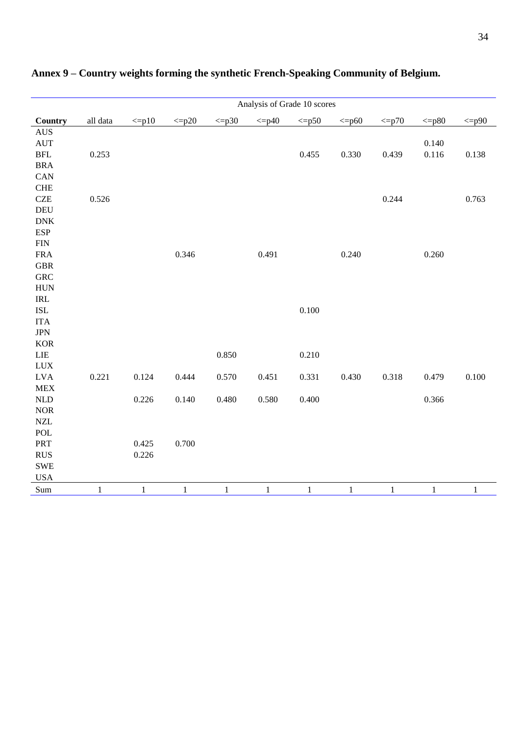**Annex 9 – Country weights forming the synthetic French-Speaking Community of Belgium.**

| | Analysis of Grade 10 scores | | | | | | | | | |
|---|---|---|---|---|---|---|---|---|---|---|
| **Country** | all data | <=p10 | <=p20 | <=p30 | <=p40 | <=p50 | <=p60 | <=p70 | <=p80 | <=p90 |
| AUS | | | | | | | | | | |
| AUT | | | | | | | | | 0.140 | |
| BFL | 0.253 | | | | | 0.455 | 0.330 | 0.439 | 0.116 | 0.138 |
| BRA | | | | | | | | | | |
| CAN | | | | | | | | | | |
| CHE | | | | | | | | | | |
| CZE | 0.526 | | | | | | | 0.244 | | 0.763 |
| DEU | | | | | | | | | | |
| DNK | | | | | | | | | | |
| ESP | | | | | | | | | | |
| FIN | | | | | | | | | | |
| FRA | | | 0.346 | | 0.491 | | 0.240 | | 0.260 | |
| GBR | | | | | | | | | | |
| GRC | | | | | | | | | | |
| HUN | | | | | | | | | | |
| IRL | | | | | | | | | | |
| ISL | | | | | | 0.100 | | | | |
| ITA | | | | | | | | | | |
| JPN | | | | | | | | | | |
| KOR | | | | | | | | | | |
| LIE | | | | 0.850 | | 0.210 | | | | |
| LUX | | | | | | | | | | |
| LVA | 0.221 | 0.124 | 0.444 | 0.570 | 0.451 | 0.331 | 0.430 | 0.318 | 0.479 | 0.100 |
| MEX | | | | | | | | | | |
| NLD | | 0.226 | 0.140 | 0.480 | 0.580 | 0.400 | | | 0.366 | |
| NOR | | | | | | | | | | |
| NZL | | | | | | | | | | |
| POL | | | | | | | | | | |
| PRT | | 0.425 | 0.700 | | | | | | | |
| RUS | | 0.226 | | | | | | | | |
| SWE | | | | | | | | | | |
| USA | | | | | | | | | | |
| Sum | 1 | 1 | 1 | 1 | 1 | 1 | 1 | 1 | 1 | 1 |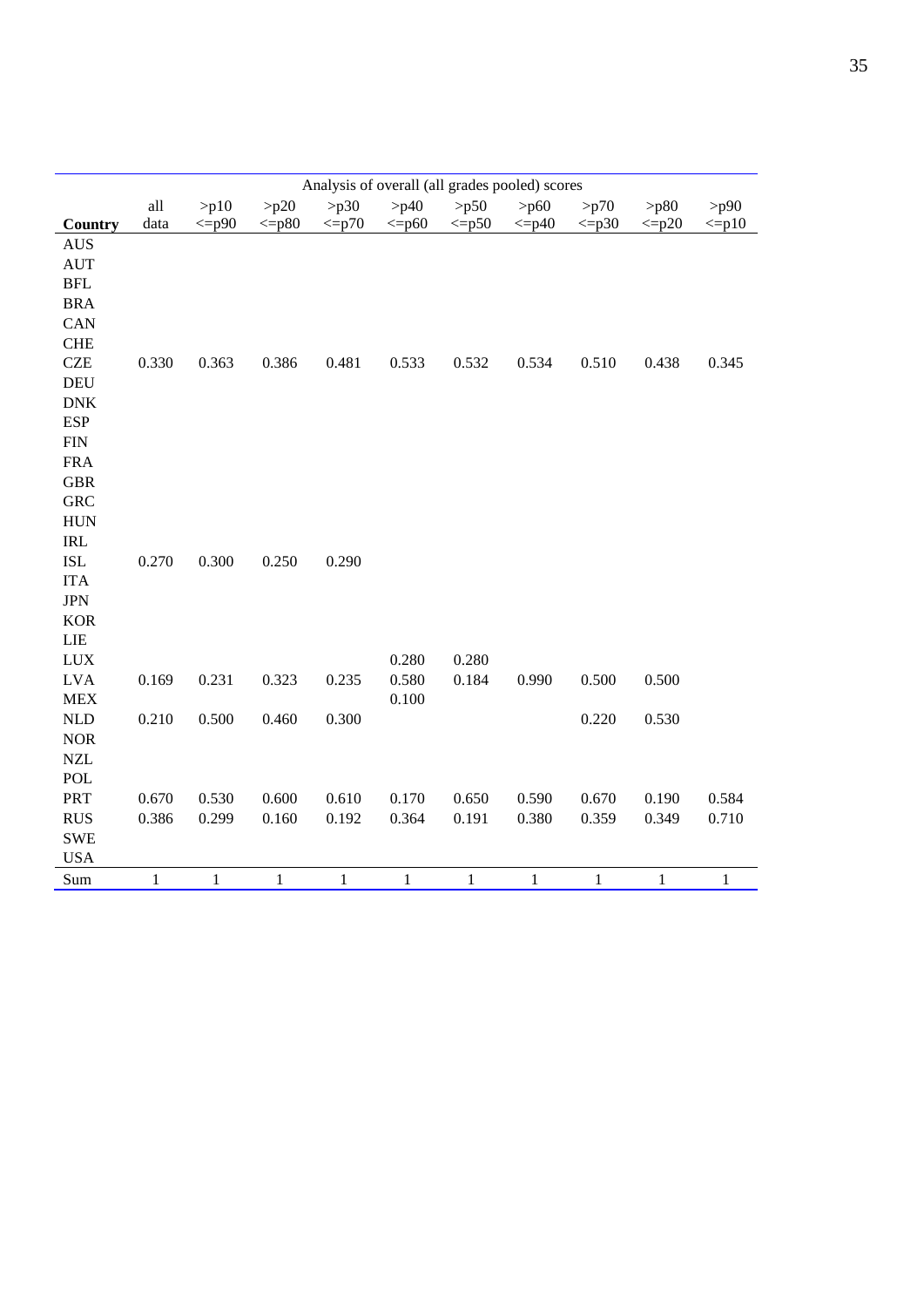| | Analysis of overall (all grades pooled) scores | | | | | | | | | |
|---|---|---|---|---|---|---|---|---|---|---|
| **Country** | all data | >p10 <=p90 | >p20 <=p80 | >p30 <=p70 | >p40 <=p60 | >p50 <=p50 | >p60 <=p40 | >p70 <=p30 | >p80 <=p20 | >p90 <=p10 |
| AUS | | | | | | | | | | |
| AUT | | | | | | | | | | |
| BFL | | | | | | | | | | |
| BRA | | | | | | | | | | |
| CAN | | | | | | | | | | |
| CHE | | | | | | | | | | |
| CZE | 0.330 | 0.363 | 0.386 | 0.481 | 0.533 | 0.532 | 0.534 | 0.510 | 0.438 | 0.345 |
| DEU | | | | | | | | | | |
| DNK | | | | | | | | | | |
| ESP | | | | | | | | | | |
| FIN | | | | | | | | | | |
| FRA | | | | | | | | | | |
| GBR | | | | | | | | | | |
| GRC | | | | | | | | | | |
| HUN | | | | | | | | | | |
| IRL | | | | | | | | | | |
| ISL | 0.270 | 0.300 | 0.250 | 0.290 | | | | | | |
| ITA | | | | | | | | | | |
| JPN | | | | | | | | | | |
| KOR | | | | | | | | | | |
| LIE | | | | | | | | | | |
| LUX | | | | | 0.280 | 0.280 | | | | |
| LVA | 0.169 | 0.231 | 0.323 | 0.235 | 0.580 | 0.184 | 0.990 | 0.500 | 0.500 | |
| MEX | | | | | 0.100 | | | | | |
| NLD | 0.210 | 0.500 | 0.460 | 0.300 | | | | 0.220 | 0.530 | |
| NOR | | | | | | | | | | |
| NZL | | | | | | | | | | |
| POL | | | | | | | | | | |
| PRT | 0.670 | 0.530 | 0.600 | 0.610 | 0.170 | 0.650 | 0.590 | 0.670 | 0.190 | 0.584 |
| RUS | 0.386 | 0.299 | 0.160 | 0.192 | 0.364 | 0.191 | 0.380 | 0.359 | 0.349 | 0.710 |
| SWE | | | | | | | | | | |
| USA | | | | | | | | | | |
| Sum | 1 | 1 | 1 | 1 | 1 | 1 | 1 | 1 | 1 | 1 |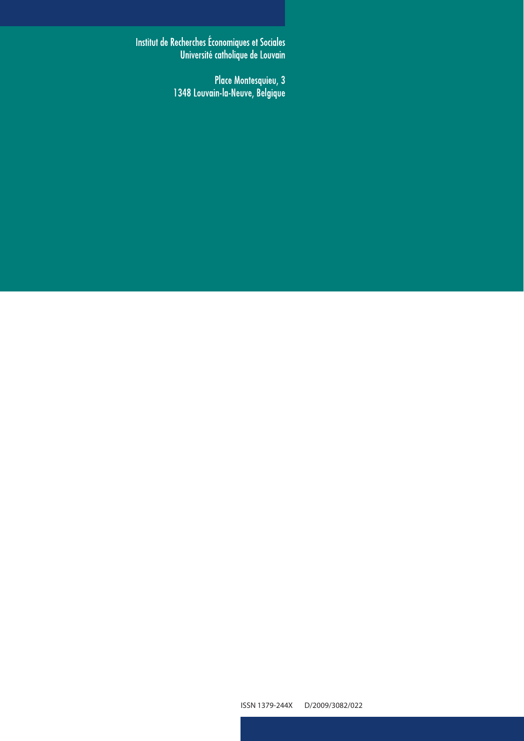Institut de Recherches Économiques et Sociales
Université catholique de Louvain

Place Montesquieu, 3
1348 Louvain-la-Neuve, Belgique

ISSN 1379-244X D/2009/3082/022